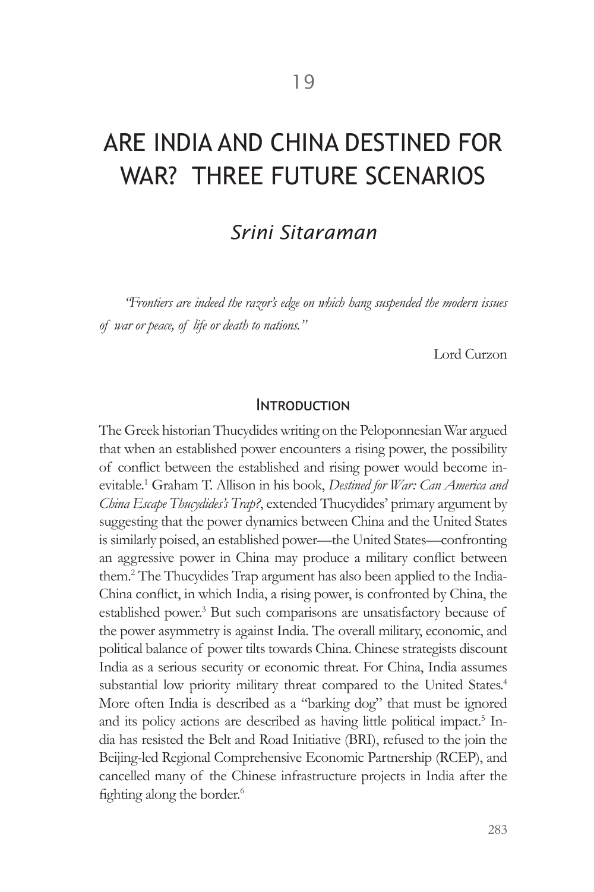19

# ARE INDIA AND CHINA DESTINED FOR WAR? THREE FUTURE SCENARIOS

## *Srini Sitaraman*

*"Frontiers are indeed the razor's edge on which hang suspended the modern issues of war or peace, of life or death to nations."*

Lord Curzon

## Introduction

The Greek historian Thucydides writing on the Peloponnesian War argued that when an established power encounters a rising power, the possibility of conflict between the established and rising power would become inevitable.[1] Graham T. Allison in his book, *Destined for War: Can America and China Escape Thucydides's Trap?*, extended Thucydides' primary argument by suggesting that the power dynamics between China and the United States is similarly poised, an established power—the United States—confronting an aggressive power in China may produce a military conflict between them.[2] The Thucydides Trap argument has also been applied to the India-China conflict, in which India, a rising power, is confronted by China, the established power.[3] But such comparisons are unsatisfactory because of the power asymmetry is against India. The overall military, economic, and political balance of power tilts towards China. Chinese strategists discount India as a serious security or economic threat. For China, India assumes substantial low priority military threat compared to the United States.[4] More often India is described as a "barking dog" that must be ignored and its policy actions are described as having little political impact.[5] India has resisted the Belt and Road Initiative (BRI), refused to the join the Beijing-led Regional Comprehensive Economic Partnership (RCEP), and cancelled many of the Chinese infrastructure projects in India after the fighting along the border.[6]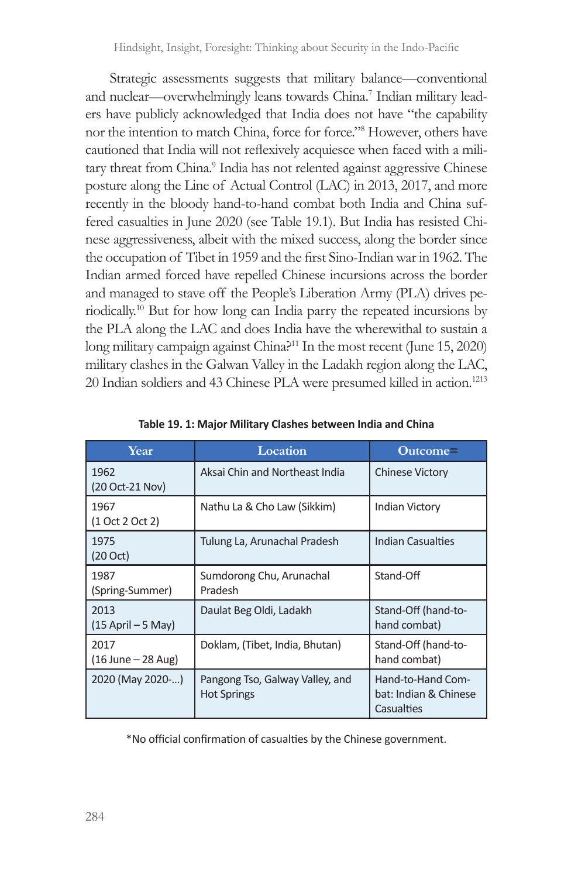Strategic assessments suggests that military balance—conventional and nuclear—overwhelmingly leans towards China.[7] Indian military leaders have publicly acknowledged that India does not have "the capability nor the intention to match China, force for force."[8] However, others have cautioned that India will not reflexively acquiesce when faced with a military threat from China.[9] India has not relented against aggressive Chinese posture along the Line of Actual Control (LAC) in 2013, 2017, and more recently in the bloody hand-to-hand combat both India and China suffered casualties in June 2020 (see Table 19.1). But India has resisted Chinese aggressiveness, albeit with the mixed success, along the border since the occupation of Tibet in 1959 and the first Sino-Indian war in 1962. The Indian armed forced have repelled Chinese incursions across the border and managed to stave off the People's Liberation Army (PLA) drives periodically.[10] But for how long can India parry the repeated incursions by the PLA along the LAC and does India have the wherewithal to sustain a long military campaign against China?[11] In the most recent (June 15, 2020) military clashes in the Galwan Valley in the Ladakh region along the LAC, 20 Indian soldiers and 43 Chinese PLA were presumed killed in action.[1213]

**Table 19. 1: Major Military Clashes between India and China**

| Year | Location | Outcome= |
|---|---|---|
| 1962 (20 Oct-21 Nov) | Aksai Chin and Northeast India | Chinese Victory |
| 1967 (1 Oct 2 Oct 2) | Nathu La & Cho Law (Sikkim) | Indian Victory |
| 1975 (20 Oct) | Tulung La, Arunachal Pradesh | Indian Casualties |
| 1987 (Spring-Summer) | Sumdorong Chu, Arunachal Pradesh | Stand-Off |
| 2013 (15 April – 5 May) | Daulat Beg Oldi, Ladakh | Stand-Off (hand-to-hand combat) |
| 2017 (16 June – 28 Aug) | Doklam, (Tibet, India, Bhutan) | Stand-Off (hand-to-hand combat) |
| 2020 (May 2020-…) | Pangong Tso, Galway Valley, and Hot Springs | Hand-to-Hand Combat: Indian & Chinese Casualties |

*No official confirmation of casualties by the Chinese government.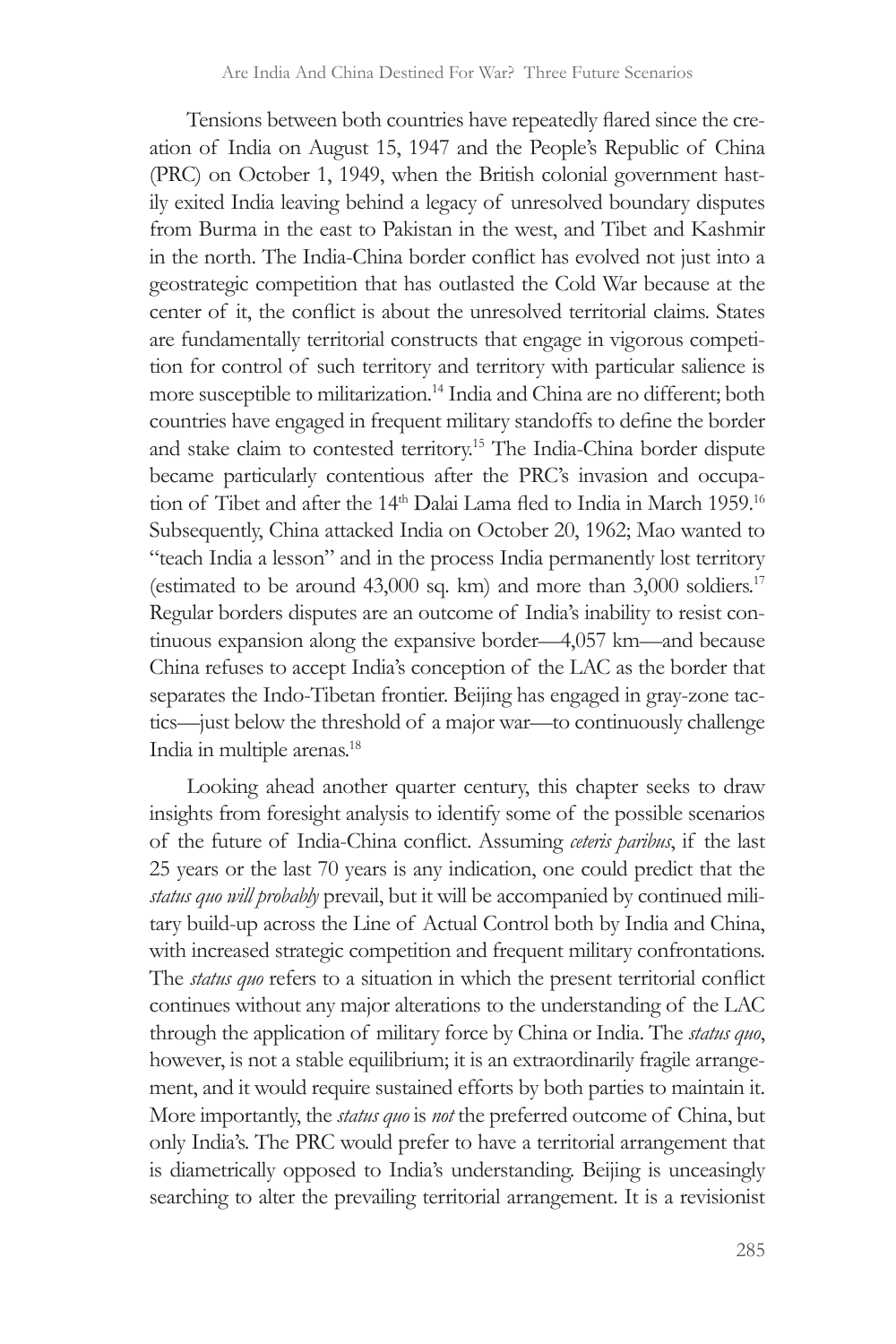Tensions between both countries have repeatedly flared since the creation of India on August 15, 1947 and the People's Republic of China (PRC) on October 1, 1949, when the British colonial government hastily exited India leaving behind a legacy of unresolved boundary disputes from Burma in the east to Pakistan in the west, and Tibet and Kashmir in the north. The India-China border conflict has evolved not just into a geostrategic competition that has outlasted the Cold War because at the center of it, the conflict is about the unresolved territorial claims. States are fundamentally territorial constructs that engage in vigorous competition for control of such territory and territory with particular salience is more susceptible to militarization.[14] India and China are no different; both countries have engaged in frequent military standoffs to define the border and stake claim to contested territory.[15] The India-China border dispute became particularly contentious after the PRC's invasion and occupation of Tibet and after the 14th Dalai Lama fled to India in March 1959.[16] Subsequently, China attacked India on October 20, 1962; Mao wanted to "teach India a lesson" and in the process India permanently lost territory (estimated to be around 43,000 sq. km) and more than 3,000 soldiers.[17] Regular borders disputes are an outcome of India's inability to resist continuous expansion along the expansive border—4,057 km—and because China refuses to accept India's conception of the LAC as the border that separates the Indo-Tibetan frontier. Beijing has engaged in gray-zone tactics—just below the threshold of a major war—to continuously challenge India in multiple arenas.[18]

Looking ahead another quarter century, this chapter seeks to draw insights from foresight analysis to identify some of the possible scenarios of the future of India-China conflict. Assuming *ceteris paribus*, if the last 25 years or the last 70 years is any indication, one could predict that the *status quo will probably* prevail, but it will be accompanied by continued military build-up across the Line of Actual Control both by India and China, with increased strategic competition and frequent military confrontations. The *status quo* refers to a situation in which the present territorial conflict continues without any major alterations to the understanding of the LAC through the application of military force by China or India. The *status quo*, however, is not a stable equilibrium; it is an extraordinarily fragile arrangement, and it would require sustained efforts by both parties to maintain it. More importantly, the *status quo* is *not* the preferred outcome of China, but only India's. The PRC would prefer to have a territorial arrangement that is diametrically opposed to India's understanding. Beijing is unceasingly searching to alter the prevailing territorial arrangement. It is a revisionist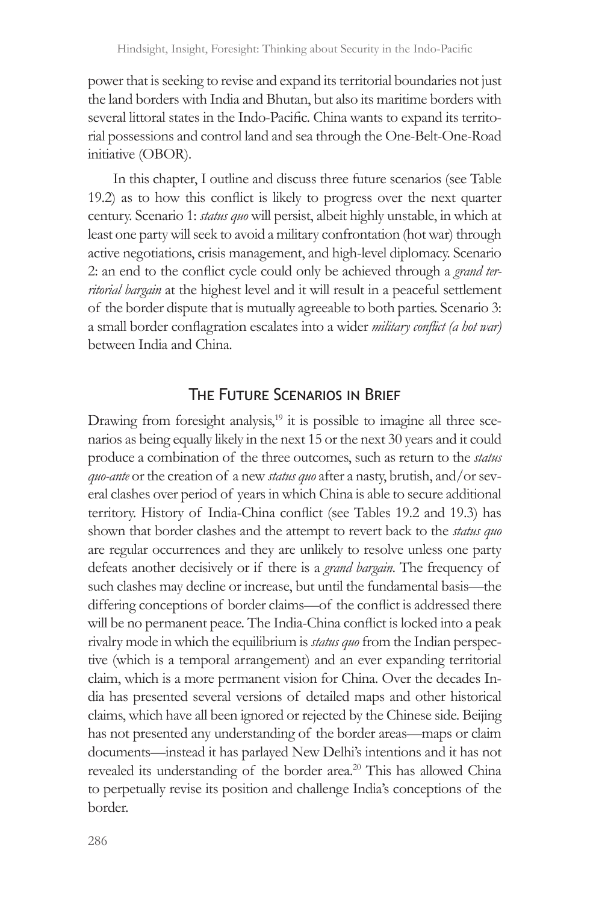power that is seeking to revise and expand its territorial boundaries not just the land borders with India and Bhutan, but also its maritime borders with several littoral states in the Indo-Pacific. China wants to expand its territorial possessions and control land and sea through the One-Belt-One-Road initiative (OBOR).

In this chapter, I outline and discuss three future scenarios (see Table 19.2) as to how this conflict is likely to progress over the next quarter century. Scenario 1: *status quo* will persist, albeit highly unstable, in which at least one party will seek to avoid a military confrontation (hot war) through active negotiations, crisis management, and high-level diplomacy. Scenario 2: an end to the conflict cycle could only be achieved through a *grand territorial bargain* at the highest level and it will result in a peaceful settlement of the border dispute that is mutually agreeable to both parties. Scenario 3: a small border conflagration escalates into a wider *military conflict (a hot war)* between India and China.

## The Future Scenarios in Brief

Drawing from foresight analysis,[19] it is possible to imagine all three scenarios as being equally likely in the next 15 or the next 30 years and it could produce a combination of the three outcomes, such as return to the *status quo-ante* or the creation of a new *status quo* after a nasty, brutish, and/or several clashes over period of years in which China is able to secure additional territory. History of India-China conflict (see Tables 19.2 and 19.3) has shown that border clashes and the attempt to revert back to the *status quo* are regular occurrences and they are unlikely to resolve unless one party defeats another decisively or if there is a *grand bargain*. The frequency of such clashes may decline or increase, but until the fundamental basis—the differing conceptions of border claims—of the conflict is addressed there will be no permanent peace. The India-China conflict is locked into a peak rivalry mode in which the equilibrium is *status quo* from the Indian perspective (which is a temporal arrangement) and an ever expanding territorial claim, which is a more permanent vision for China. Over the decades India has presented several versions of detailed maps and other historical claims, which have all been ignored or rejected by the Chinese side. Beijing has not presented any understanding of the border areas—maps or claim documents—instead it has parlayed New Delhi's intentions and it has not revealed its understanding of the border area.[20] This has allowed China to perpetually revise its position and challenge India's conceptions of the border.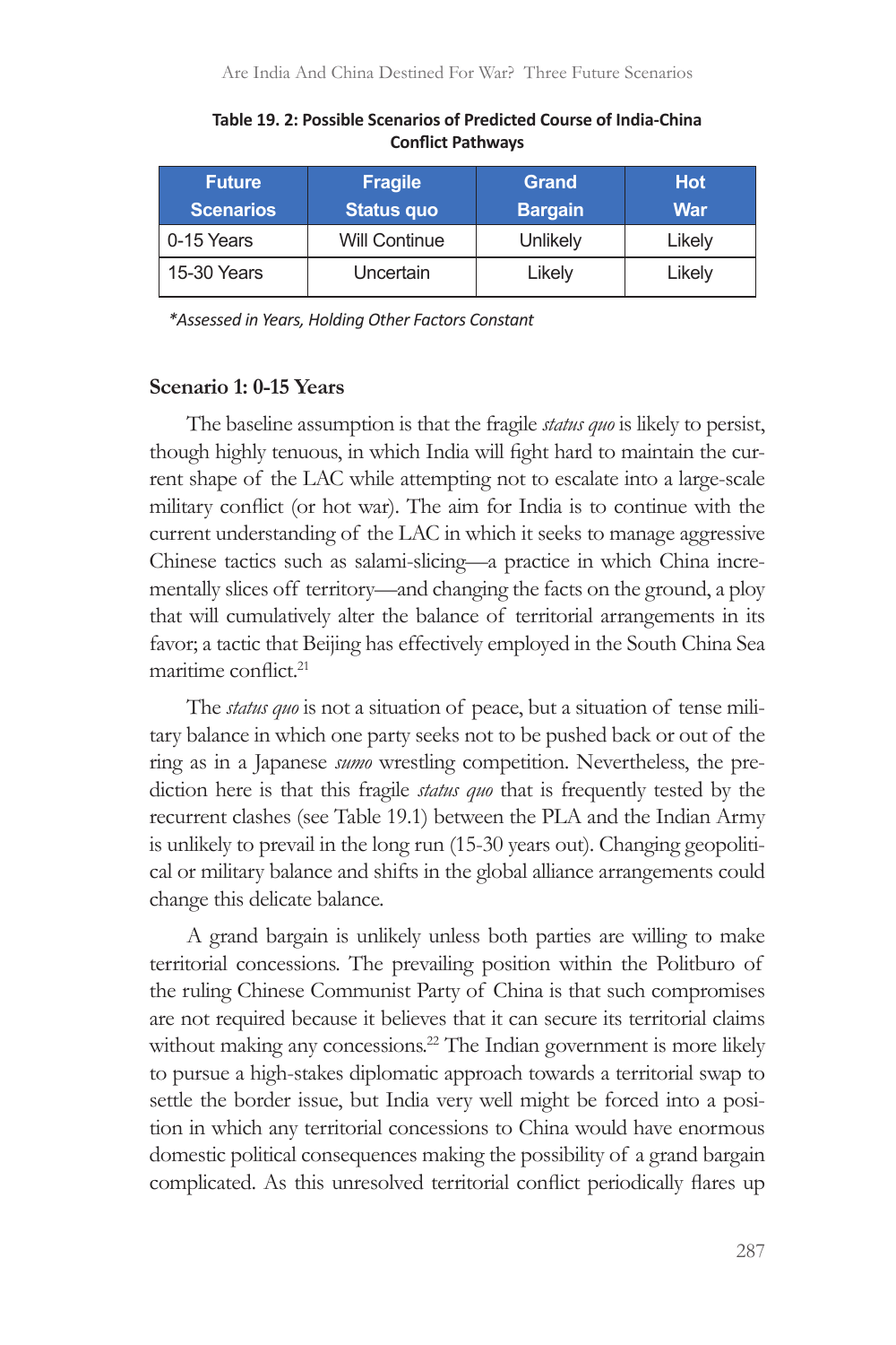**Table 19. 2: Possible Scenarios of Predicted Course of India-China Conflict Pathways**

| Future Scenarios | Fragile Status quo | Grand Bargain | Hot War |
|---|---|---|---|
| 0-15 Years | Will Continue | Unlikely | Likely |
| 15-30 Years | Uncertain | Likely | Likely |

*\*Assessed in Years, Holding Other Factors Constant*

### Scenario 1: 0-15 Years

The baseline assumption is that the fragile *status quo* is likely to persist, though highly tenuous, in which India will fight hard to maintain the current shape of the LAC while attempting not to escalate into a large-scale military conflict (or hot war). The aim for India is to continue with the current understanding of the LAC in which it seeks to manage aggressive Chinese tactics such as salami-slicing—a practice in which China incrementally slices off territory—and changing the facts on the ground, a ploy that will cumulatively alter the balance of territorial arrangements in its favor; a tactic that Beijing has effectively employed in the South China Sea maritime conflict.[21]

The *status quo* is not a situation of peace, but a situation of tense military balance in which one party seeks not to be pushed back or out of the ring as in a Japanese *sumo* wrestling competition. Nevertheless, the prediction here is that this fragile *status quo* that is frequently tested by the recurrent clashes (see Table 19.1) between the PLA and the Indian Army is unlikely to prevail in the long run (15-30 years out). Changing geopolitical or military balance and shifts in the global alliance arrangements could change this delicate balance.

A grand bargain is unlikely unless both parties are willing to make territorial concessions. The prevailing position within the Politburo of the ruling Chinese Communist Party of China is that such compromises are not required because it believes that it can secure its territorial claims without making any concessions.[22] The Indian government is more likely to pursue a high-stakes diplomatic approach towards a territorial swap to settle the border issue, but India very well might be forced into a position in which any territorial concessions to China would have enormous domestic political consequences making the possibility of a grand bargain complicated. As this unresolved territorial conflict periodically flares up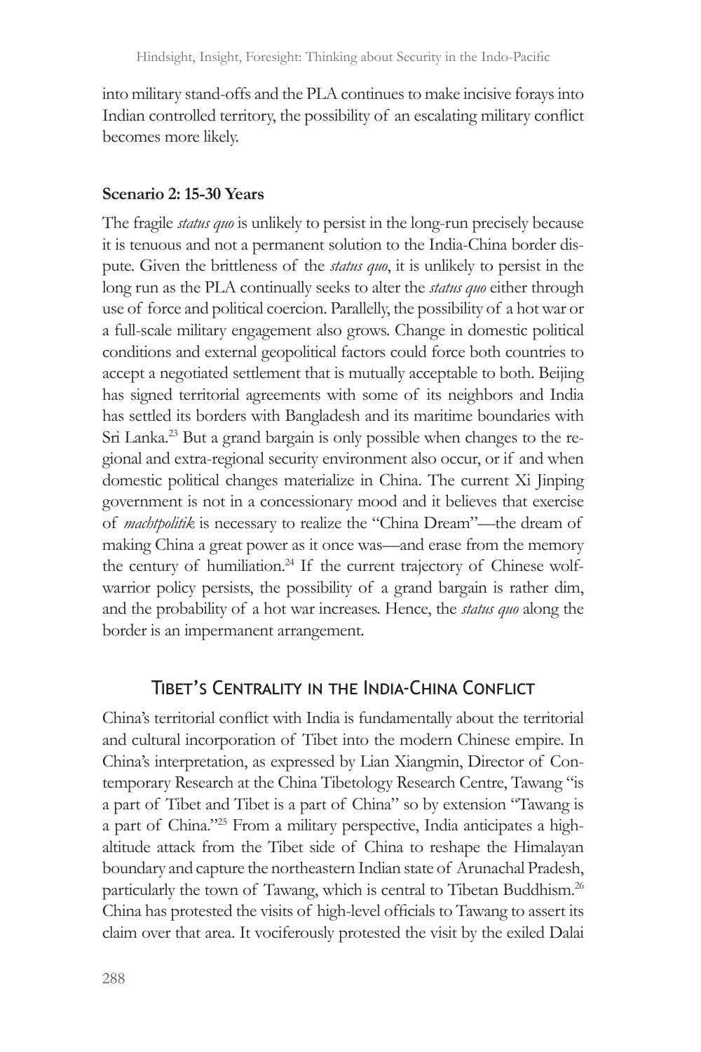into military stand-offs and the PLA continues to make incisive forays into Indian controlled territory, the possibility of an escalating military conflict becomes more likely.

### Scenario 2: 15-30 Years

The fragile *status quo* is unlikely to persist in the long-run precisely because it is tenuous and not a permanent solution to the India-China border dispute. Given the brittleness of the *status quo*, it is unlikely to persist in the long run as the PLA continually seeks to alter the *status quo* either through use of force and political coercion. Parallelly, the possibility of a hot war or a full-scale military engagement also grows. Change in domestic political conditions and external geopolitical factors could force both countries to accept a negotiated settlement that is mutually acceptable to both. Beijing has signed territorial agreements with some of its neighbors and India has settled its borders with Bangladesh and its maritime boundaries with Sri Lanka.[23] But a grand bargain is only possible when changes to the regional and extra-regional security environment also occur, or if and when domestic political changes materialize in China. The current Xi Jinping government is not in a concessionary mood and it believes that exercise of *machtpolitik* is necessary to realize the "China Dream"—the dream of making China a great power as it once was—and erase from the memory the century of humiliation.[24] If the current trajectory of Chinese wolf-warrior policy persists, the possibility of a grand bargain is rather dim, and the probability of a hot war increases. Hence, the *status quo* along the border is an impermanent arrangement.

## Tibet's Centrality in the India-China Conflict

China's territorial conflict with India is fundamentally about the territorial and cultural incorporation of Tibet into the modern Chinese empire. In China's interpretation, as expressed by Lian Xiangmin, Director of Contemporary Research at the China Tibetology Research Centre, Tawang "is a part of Tibet and Tibet is a part of China" so by extension "Tawang is a part of China."[25] From a military perspective, India anticipates a high-altitude attack from the Tibet side of China to reshape the Himalayan boundary and capture the northeastern Indian state of Arunachal Pradesh, particularly the town of Tawang, which is central to Tibetan Buddhism.[26] China has protested the visits of high-level officials to Tawang to assert its claim over that area. It vociferously protested the visit by the exiled Dalai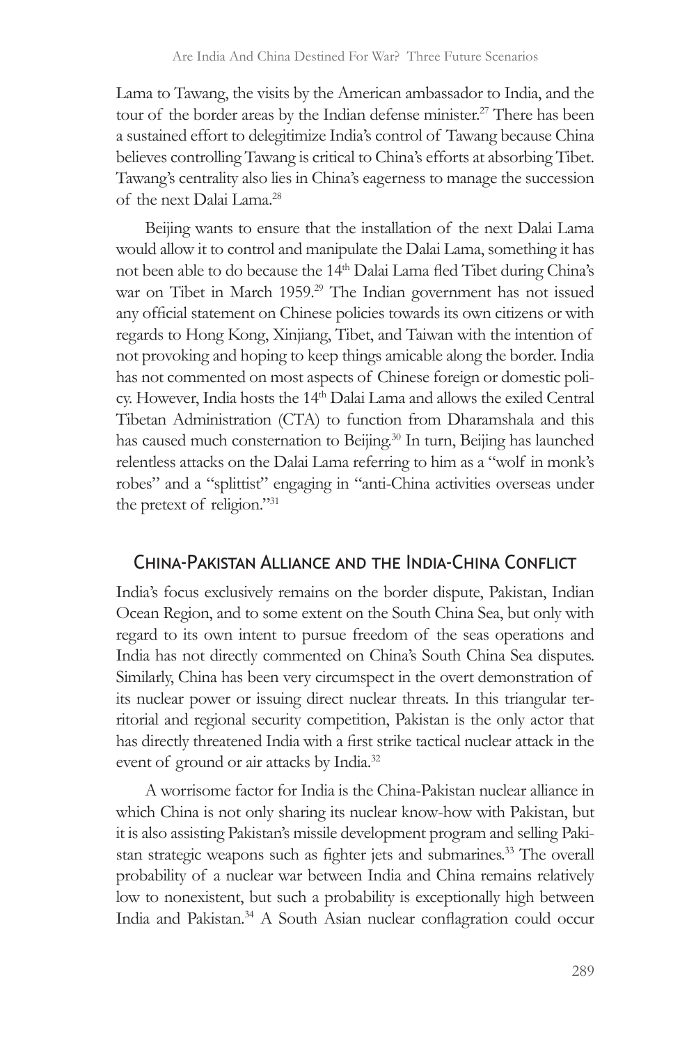Lama to Tawang, the visits by the American ambassador to India, and the tour of the border areas by the Indian defense minister.[27] There has been a sustained effort to delegitimize India's control of Tawang because China believes controlling Tawang is critical to China's efforts at absorbing Tibet. Tawang's centrality also lies in China's eagerness to manage the succession of the next Dalai Lama.[28]

Beijing wants to ensure that the installation of the next Dalai Lama would allow it to control and manipulate the Dalai Lama, something it has not been able to do because the 14th Dalai Lama fled Tibet during China's war on Tibet in March 1959.[29] The Indian government has not issued any official statement on Chinese policies towards its own citizens or with regards to Hong Kong, Xinjiang, Tibet, and Taiwan with the intention of not provoking and hoping to keep things amicable along the border. India has not commented on most aspects of Chinese foreign or domestic policy. However, India hosts the 14th Dalai Lama and allows the exiled Central Tibetan Administration (CTA) to function from Dharamshala and this has caused much consternation to Beijing.[30] In turn, Beijing has launched relentless attacks on the Dalai Lama referring to him as a "wolf in monk's robes" and a "splittist" engaging in "anti-China activities overseas under the pretext of religion."[31]

## China-Pakistan Alliance and the India-China Conflict

India's focus exclusively remains on the border dispute, Pakistan, Indian Ocean Region, and to some extent on the South China Sea, but only with regard to its own intent to pursue freedom of the seas operations and India has not directly commented on China's South China Sea disputes. Similarly, China has been very circumspect in the overt demonstration of its nuclear power or issuing direct nuclear threats. In this triangular territorial and regional security competition, Pakistan is the only actor that has directly threatened India with a first strike tactical nuclear attack in the event of ground or air attacks by India.[32]

A worrisome factor for India is the China-Pakistan nuclear alliance in which China is not only sharing its nuclear know-how with Pakistan, but it is also assisting Pakistan's missile development program and selling Pakistan strategic weapons such as fighter jets and submarines.[33] The overall probability of a nuclear war between India and China remains relatively low to nonexistent, but such a probability is exceptionally high between India and Pakistan.[34] A South Asian nuclear conflagration could occur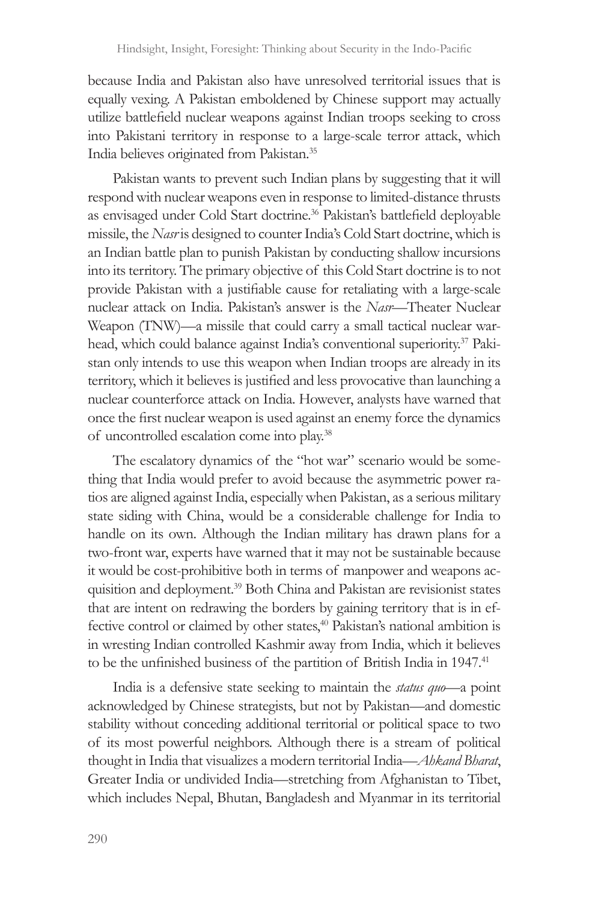because India and Pakistan also have unresolved territorial issues that is equally vexing. A Pakistan emboldened by Chinese support may actually utilize battlefield nuclear weapons against Indian troops seeking to cross into Pakistani territory in response to a large-scale terror attack, which India believes originated from Pakistan.[35]

Pakistan wants to prevent such Indian plans by suggesting that it will respond with nuclear weapons even in response to limited-distance thrusts as envisaged under Cold Start doctrine.[36] Pakistan's battlefield deployable missile, the *Nasr* is designed to counter India's Cold Start doctrine, which is an Indian battle plan to punish Pakistan by conducting shallow incursions into its territory. The primary objective of this Cold Start doctrine is to not provide Pakistan with a justifiable cause for retaliating with a large-scale nuclear attack on India. Pakistan's answer is the *Nasr*—Theater Nuclear Weapon (TNW)—a missile that could carry a small tactical nuclear warhead, which could balance against India's conventional superiority.[37] Pakistan only intends to use this weapon when Indian troops are already in its territory, which it believes is justified and less provocative than launching a nuclear counterforce attack on India. However, analysts have warned that once the first nuclear weapon is used against an enemy force the dynamics of uncontrolled escalation come into play.[38]

The escalatory dynamics of the "hot war" scenario would be something that India would prefer to avoid because the asymmetric power ratios are aligned against India, especially when Pakistan, as a serious military state siding with China, would be a considerable challenge for India to handle on its own. Although the Indian military has drawn plans for a two-front war, experts have warned that it may not be sustainable because it would be cost-prohibitive both in terms of manpower and weapons acquisition and deployment.[39] Both China and Pakistan are revisionist states that are intent on redrawing the borders by gaining territory that is in effective control or claimed by other states,[40] Pakistan's national ambition is in wresting Indian controlled Kashmir away from India, which it believes to be the unfinished business of the partition of British India in 1947.[41]

India is a defensive state seeking to maintain the *status quo*—a point acknowledged by Chinese strategists, but not by Pakistan—and domestic stability without conceding additional territorial or political space to two of its most powerful neighbors. Although there is a stream of political thought in India that visualizes a modern territorial India—*Ahkand Bharat*, Greater India or undivided India—stretching from Afghanistan to Tibet, which includes Nepal, Bhutan, Bangladesh and Myanmar in its territorial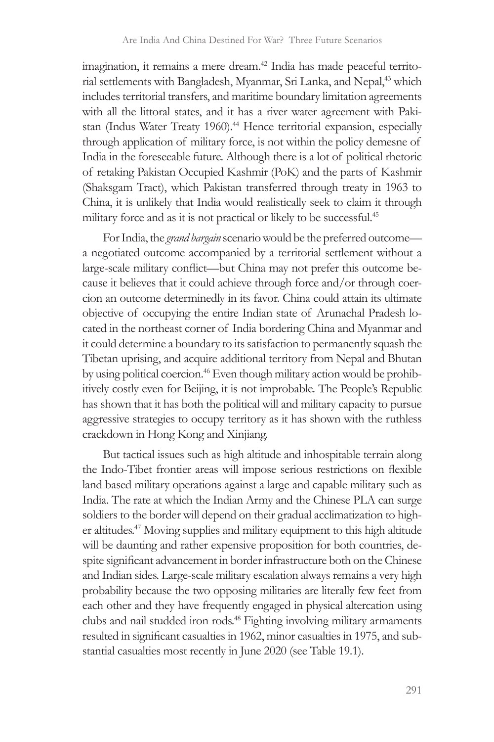imagination, it remains a mere dream.[42] India has made peaceful territorial settlements with Bangladesh, Myanmar, Sri Lanka, and Nepal,[43] which includes territorial transfers, and maritime boundary limitation agreements with all the littoral states, and it has a river water agreement with Pakistan (Indus Water Treaty 1960).[44] Hence territorial expansion, especially through application of military force, is not within the policy demesne of India in the foreseeable future. Although there is a lot of political rhetoric of retaking Pakistan Occupied Kashmir (PoK) and the parts of Kashmir (Shaksgam Tract), which Pakistan transferred through treaty in 1963 to China, it is unlikely that India would realistically seek to claim it through military force and as it is not practical or likely to be successful.[45]

For India, the *grand bargain* scenario would be the preferred outcome—a negotiated outcome accompanied by a territorial settlement without a large-scale military conflict—but China may not prefer this outcome because it believes that it could achieve through force and/or through coercion an outcome determinedly in its favor. China could attain its ultimate objective of occupying the entire Indian state of Arunachal Pradesh located in the northeast corner of India bordering China and Myanmar and it could determine a boundary to its satisfaction to permanently squash the Tibetan uprising, and acquire additional territory from Nepal and Bhutan by using political coercion.[46] Even though military action would be prohibitively costly even for Beijing, it is not improbable. The People's Republic has shown that it has both the political will and military capacity to pursue aggressive strategies to occupy territory as it has shown with the ruthless crackdown in Hong Kong and Xinjiang.

But tactical issues such as high altitude and inhospitable terrain along the Indo-Tibet frontier areas will impose serious restrictions on flexible land based military operations against a large and capable military such as India. The rate at which the Indian Army and the Chinese PLA can surge soldiers to the border will depend on their gradual acclimatization to higher altitudes.[47] Moving supplies and military equipment to this high altitude will be daunting and rather expensive proposition for both countries, despite significant advancement in border infrastructure both on the Chinese and Indian sides. Large-scale military escalation always remains a very high probability because the two opposing militaries are literally few feet from each other and they have frequently engaged in physical altercation using clubs and nail studded iron rods.[48] Fighting involving military armaments resulted in significant casualties in 1962, minor casualties in 1975, and substantial casualties most recently in June 2020 (see Table 19.1).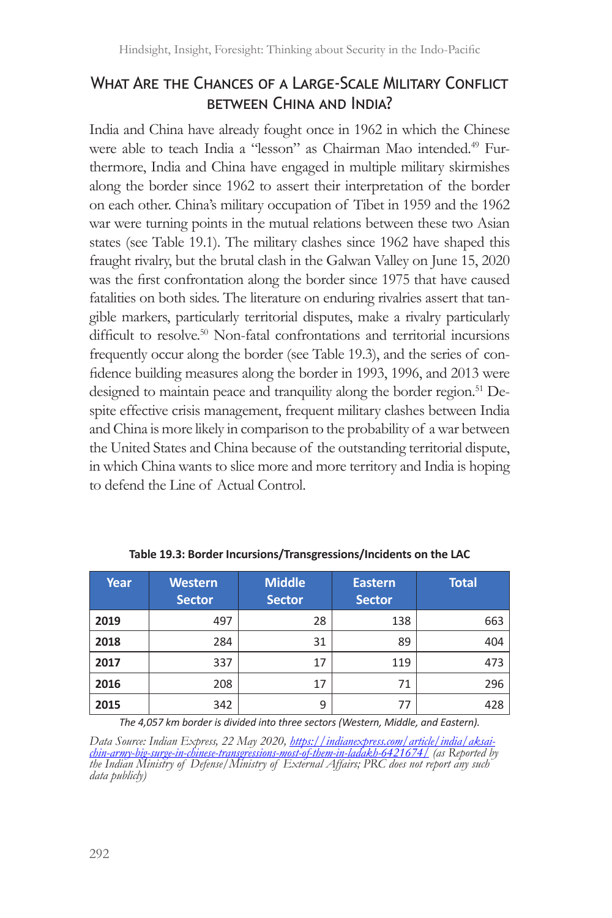## What Are the Chances of a Large-Scale Military Conflict between China and India?

India and China have already fought once in 1962 in which the Chinese were able to teach India a "lesson" as Chairman Mao intended.[49] Furthermore, India and China have engaged in multiple military skirmishes along the border since 1962 to assert their interpretation of the border on each other. China's military occupation of Tibet in 1959 and the 1962 war were turning points in the mutual relations between these two Asian states (see Table 19.1). The military clashes since 1962 have shaped this fraught rivalry, but the brutal clash in the Galwan Valley on June 15, 2020 was the first confrontation along the border since 1975 that have caused fatalities on both sides. The literature on enduring rivalries assert that tangible markers, particularly territorial disputes, make a rivalry particularly difficult to resolve.[50] Non-fatal confrontations and territorial incursions frequently occur along the border (see Table 19.3), and the series of confidence building measures along the border in 1993, 1996, and 2013 were designed to maintain peace and tranquility along the border region.[51] Despite effective crisis management, frequent military clashes between India and China is more likely in comparison to the probability of a war between the United States and China because of the outstanding territorial dispute, in which China wants to slice more and more territory and India is hoping to defend the Line of Actual Control.

**Table 19.3: Border Incursions/Transgressions/Incidents on the LAC**

| Year | Western Sector | Middle Sector | Eastern Sector | Total |
|---|---|---|---|---|
| **2019** | 497 | 28 | 138 | 663 |
| **2018** | 284 | 31 | 89 | 404 |
| **2017** | 337 | 17 | 119 | 473 |
| **2016** | 208 | 17 | 71 | 296 |
| **2015** | 342 | 9 | 77 | 428 |

*The 4,057 km border is divided into three sectors (Western, Middle, and Eastern).*

*Data Source: Indian Express, 22 May 2020, https://indianexpress.com/article/india/aksai-chin-army-big-surge-in-chinese-transgressions-most-of-them-in-ladakh-6421674/ (as Reported by the Indian Ministry of Defense/Ministry of External Affairs; PRC does not report any such data publicly)*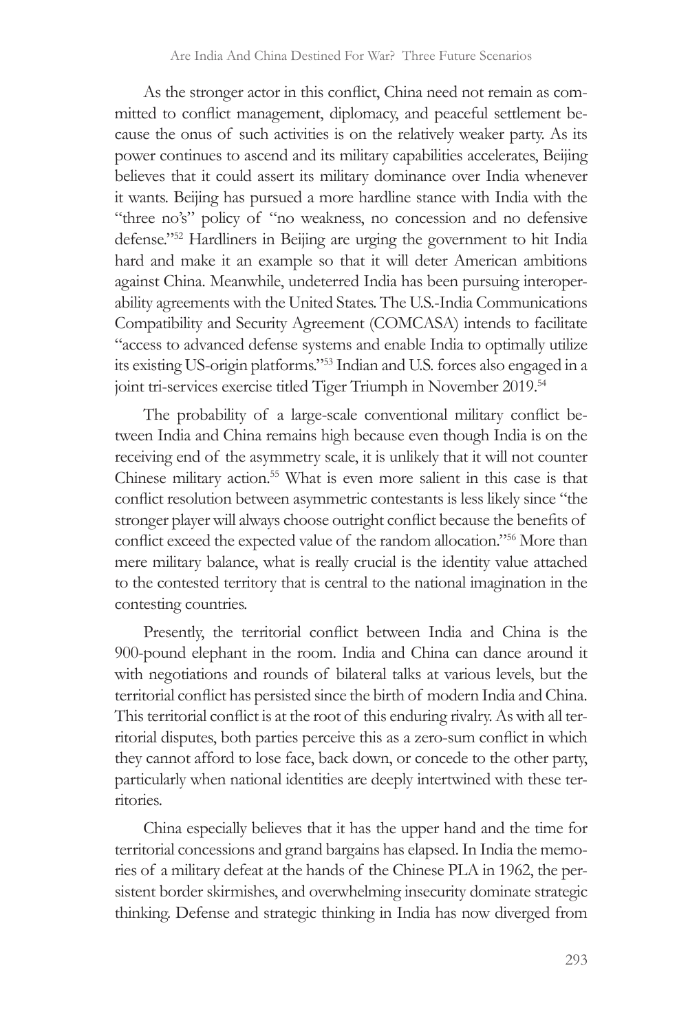As the stronger actor in this conflict, China need not remain as committed to conflict management, diplomacy, and peaceful settlement because the onus of such activities is on the relatively weaker party. As its power continues to ascend and its military capabilities accelerates, Beijing believes that it could assert its military dominance over India whenever it wants. Beijing has pursued a more hardline stance with India with the "three no's" policy of "no weakness, no concession and no defensive defense."[52] Hardliners in Beijing are urging the government to hit India hard and make it an example so that it will deter American ambitions against China. Meanwhile, undeterred India has been pursuing interoperability agreements with the United States. The U.S.-India Communications Compatibility and Security Agreement (COMCASA) intends to facilitate "access to advanced defense systems and enable India to optimally utilize its existing US-origin platforms."[53] Indian and U.S. forces also engaged in a joint tri-services exercise titled Tiger Triumph in November 2019.[54]

The probability of a large-scale conventional military conflict between India and China remains high because even though India is on the receiving end of the asymmetry scale, it is unlikely that it will not counter Chinese military action.[55] What is even more salient in this case is that conflict resolution between asymmetric contestants is less likely since "the stronger player will always choose outright conflict because the benefits of conflict exceed the expected value of the random allocation."[56] More than mere military balance, what is really crucial is the identity value attached to the contested territory that is central to the national imagination in the contesting countries.

Presently, the territorial conflict between India and China is the 900-pound elephant in the room. India and China can dance around it with negotiations and rounds of bilateral talks at various levels, but the territorial conflict has persisted since the birth of modern India and China. This territorial conflict is at the root of this enduring rivalry. As with all territorial disputes, both parties perceive this as a zero-sum conflict in which they cannot afford to lose face, back down, or concede to the other party, particularly when national identities are deeply intertwined with these territories.

China especially believes that it has the upper hand and the time for territorial concessions and grand bargains has elapsed. In India the memories of a military defeat at the hands of the Chinese PLA in 1962, the persistent border skirmishes, and overwhelming insecurity dominate strategic thinking. Defense and strategic thinking in India has now diverged from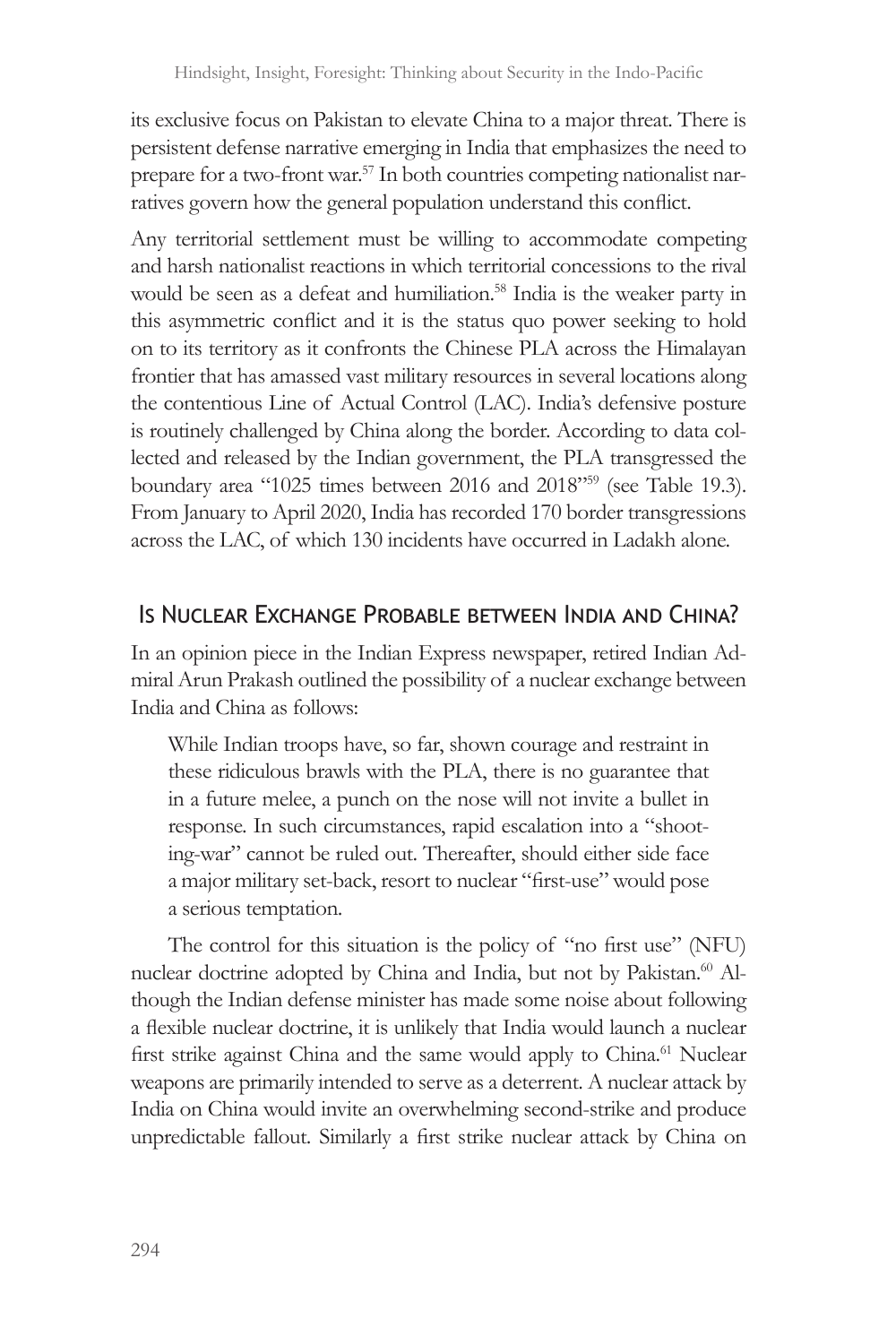its exclusive focus on Pakistan to elevate China to a major threat. There is persistent defense narrative emerging in India that emphasizes the need to prepare for a two-front war.[57] In both countries competing nationalist narratives govern how the general population understand this conflict.

Any territorial settlement must be willing to accommodate competing and harsh nationalist reactions in which territorial concessions to the rival would be seen as a defeat and humiliation.[58] India is the weaker party in this asymmetric conflict and it is the status quo power seeking to hold on to its territory as it confronts the Chinese PLA across the Himalayan frontier that has amassed vast military resources in several locations along the contentious Line of Actual Control (LAC). India's defensive posture is routinely challenged by China along the border. According to data collected and released by the Indian government, the PLA transgressed the boundary area "1025 times between 2016 and 2018"[59] (see Table 19.3). From January to April 2020, India has recorded 170 border transgressions across the LAC, of which 130 incidents have occurred in Ladakh alone.

## Is Nuclear Exchange Probable between India and China?

In an opinion piece in the Indian Express newspaper, retired Indian Admiral Arun Prakash outlined the possibility of a nuclear exchange between India and China as follows:

> While Indian troops have, so far, shown courage and restraint in these ridiculous brawls with the PLA, there is no guarantee that in a future melee, a punch on the nose will not invite a bullet in response. In such circumstances, rapid escalation into a "shooting-war" cannot be ruled out. Thereafter, should either side face a major military set-back, resort to nuclear "first-use" would pose a serious temptation.

The control for this situation is the policy of "no first use" (NFU) nuclear doctrine adopted by China and India, but not by Pakistan.[60] Although the Indian defense minister has made some noise about following a flexible nuclear doctrine, it is unlikely that India would launch a nuclear first strike against China and the same would apply to China.[61] Nuclear weapons are primarily intended to serve as a deterrent. A nuclear attack by India on China would invite an overwhelming second-strike and produce unpredictable fallout. Similarly a first strike nuclear attack by China on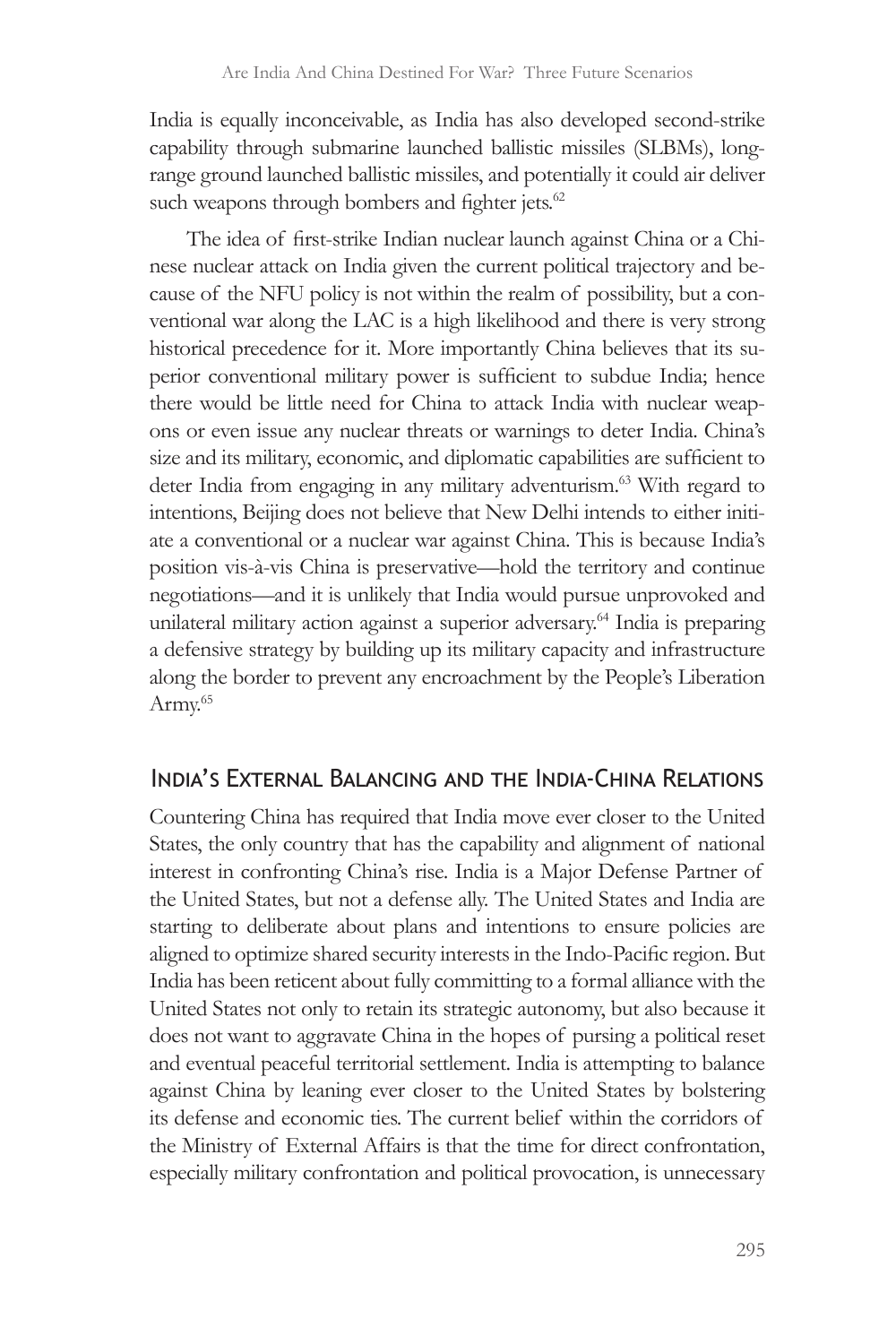India is equally inconceivable, as India has also developed second-strike capability through submarine launched ballistic missiles (SLBMs), long-range ground launched ballistic missiles, and potentially it could air deliver such weapons through bombers and fighter jets.[62]

The idea of first-strike Indian nuclear launch against China or a Chinese nuclear attack on India given the current political trajectory and because of the NFU policy is not within the realm of possibility, but a conventional war along the LAC is a high likelihood and there is very strong historical precedence for it. More importantly China believes that its superior conventional military power is sufficient to subdue India; hence there would be little need for China to attack India with nuclear weapons or even issue any nuclear threats or warnings to deter India. China's size and its military, economic, and diplomatic capabilities are sufficient to deter India from engaging in any military adventurism.[63] With regard to intentions, Beijing does not believe that New Delhi intends to either initiate a conventional or a nuclear war against China. This is because India's position vis-à-vis China is preservative—hold the territory and continue negotiations—and it is unlikely that India would pursue unprovoked and unilateral military action against a superior adversary.[64] India is preparing a defensive strategy by building up its military capacity and infrastructure along the border to prevent any encroachment by the People's Liberation Army.[65]

## India's External Balancing and the India-China Relations

Countering China has required that India move ever closer to the United States, the only country that has the capability and alignment of national interest in confronting China's rise. India is a Major Defense Partner of the United States, but not a defense ally. The United States and India are starting to deliberate about plans and intentions to ensure policies are aligned to optimize shared security interests in the Indo-Pacific region. But India has been reticent about fully committing to a formal alliance with the United States not only to retain its strategic autonomy, but also because it does not want to aggravate China in the hopes of pursing a political reset and eventual peaceful territorial settlement. India is attempting to balance against China by leaning ever closer to the United States by bolstering its defense and economic ties. The current belief within the corridors of the Ministry of External Affairs is that the time for direct confrontation, especially military confrontation and political provocation, is unnecessary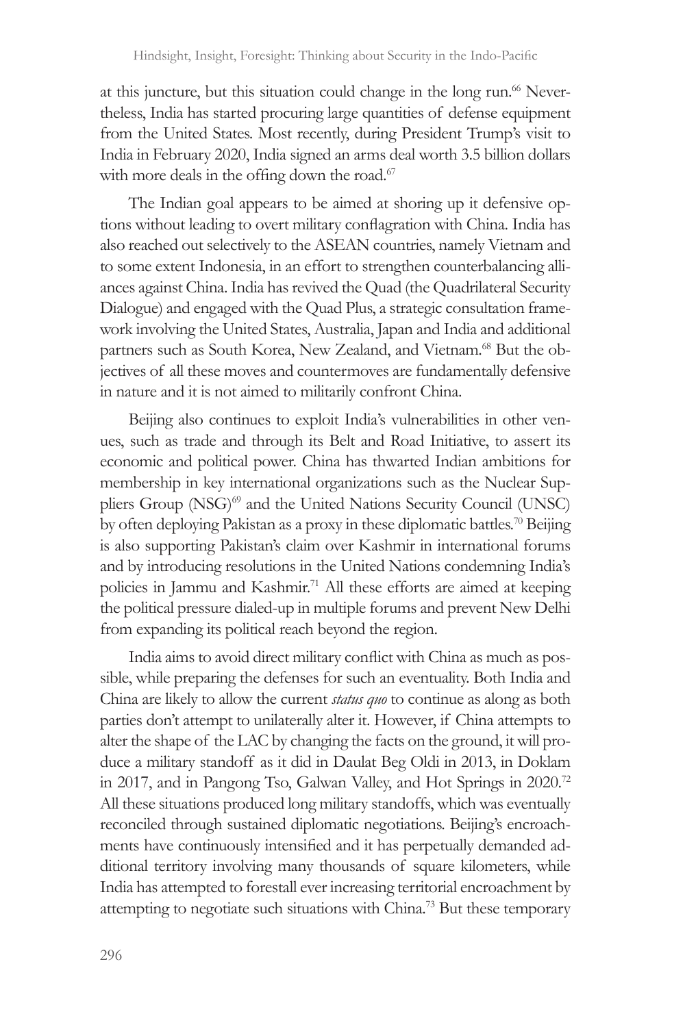at this juncture, but this situation could change in the long run.[66] Nevertheless, India has started procuring large quantities of defense equipment from the United States. Most recently, during President Trump's visit to India in February 2020, India signed an arms deal worth 3.5 billion dollars with more deals in the offing down the road.[67]

The Indian goal appears to be aimed at shoring up it defensive options without leading to overt military conflagration with China. India has also reached out selectively to the ASEAN countries, namely Vietnam and to some extent Indonesia, in an effort to strengthen counterbalancing alliances against China. India has revived the Quad (the Quadrilateral Security Dialogue) and engaged with the Quad Plus, a strategic consultation framework involving the United States, Australia, Japan and India and additional partners such as South Korea, New Zealand, and Vietnam.[68] But the objectives of all these moves and countermoves are fundamentally defensive in nature and it is not aimed to militarily confront China.

Beijing also continues to exploit India's vulnerabilities in other venues, such as trade and through its Belt and Road Initiative, to assert its economic and political power. China has thwarted Indian ambitions for membership in key international organizations such as the Nuclear Suppliers Group (NSG)[69] and the United Nations Security Council (UNSC) by often deploying Pakistan as a proxy in these diplomatic battles.[70] Beijing is also supporting Pakistan's claim over Kashmir in international forums and by introducing resolutions in the United Nations condemning India's policies in Jammu and Kashmir.[71] All these efforts are aimed at keeping the political pressure dialed-up in multiple forums and prevent New Delhi from expanding its political reach beyond the region.

India aims to avoid direct military conflict with China as much as possible, while preparing the defenses for such an eventuality. Both India and China are likely to allow the current *status quo* to continue as along as both parties don't attempt to unilaterally alter it. However, if China attempts to alter the shape of the LAC by changing the facts on the ground, it will produce a military standoff as it did in Daulat Beg Oldi in 2013, in Doklam in 2017, and in Pangong Tso, Galwan Valley, and Hot Springs in 2020.[72] All these situations produced long military standoffs, which was eventually reconciled through sustained diplomatic negotiations. Beijing's encroachments have continuously intensified and it has perpetually demanded additional territory involving many thousands of square kilometers, while India has attempted to forestall ever increasing territorial encroachment by attempting to negotiate such situations with China.[73] But these temporary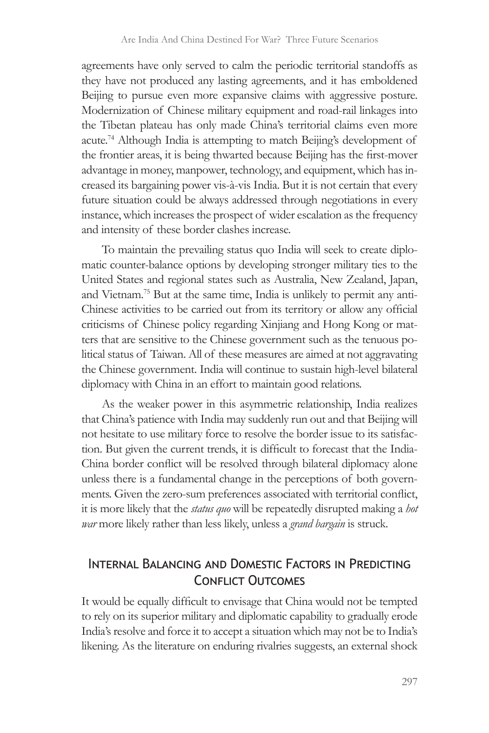agreements have only served to calm the periodic territorial standoffs as they have not produced any lasting agreements, and it has emboldened Beijing to pursue even more expansive claims with aggressive posture. Modernization of Chinese military equipment and road-rail linkages into the Tibetan plateau has only made China's territorial claims even more acute.[74] Although India is attempting to match Beijing's development of the frontier areas, it is being thwarted because Beijing has the first-mover advantage in money, manpower, technology, and equipment, which has increased its bargaining power vis-à-vis India. But it is not certain that every future situation could be always addressed through negotiations in every instance, which increases the prospect of wider escalation as the frequency and intensity of these border clashes increase.

To maintain the prevailing status quo India will seek to create diplomatic counter-balance options by developing stronger military ties to the United States and regional states such as Australia, New Zealand, Japan, and Vietnam.[75] But at the same time, India is unlikely to permit any anti-Chinese activities to be carried out from its territory or allow any official criticisms of Chinese policy regarding Xinjiang and Hong Kong or matters that are sensitive to the Chinese government such as the tenuous political status of Taiwan. All of these measures are aimed at not aggravating the Chinese government. India will continue to sustain high-level bilateral diplomacy with China in an effort to maintain good relations.

As the weaker power in this asymmetric relationship, India realizes that China's patience with India may suddenly run out and that Beijing will not hesitate to use military force to resolve the border issue to its satisfaction. But given the current trends, it is difficult to forecast that the India-China border conflict will be resolved through bilateral diplomacy alone unless there is a fundamental change in the perceptions of both governments. Given the zero-sum preferences associated with territorial conflict, it is more likely that the *status quo* will be repeatedly disrupted making a *hot war* more likely rather than less likely, unless a *grand bargain* is struck.

## Internal Balancing and Domestic Factors in Predicting Conflict Outcomes

It would be equally difficult to envisage that China would not be tempted to rely on its superior military and diplomatic capability to gradually erode India's resolve and force it to accept a situation which may not be to India's likening. As the literature on enduring rivalries suggests, an external shock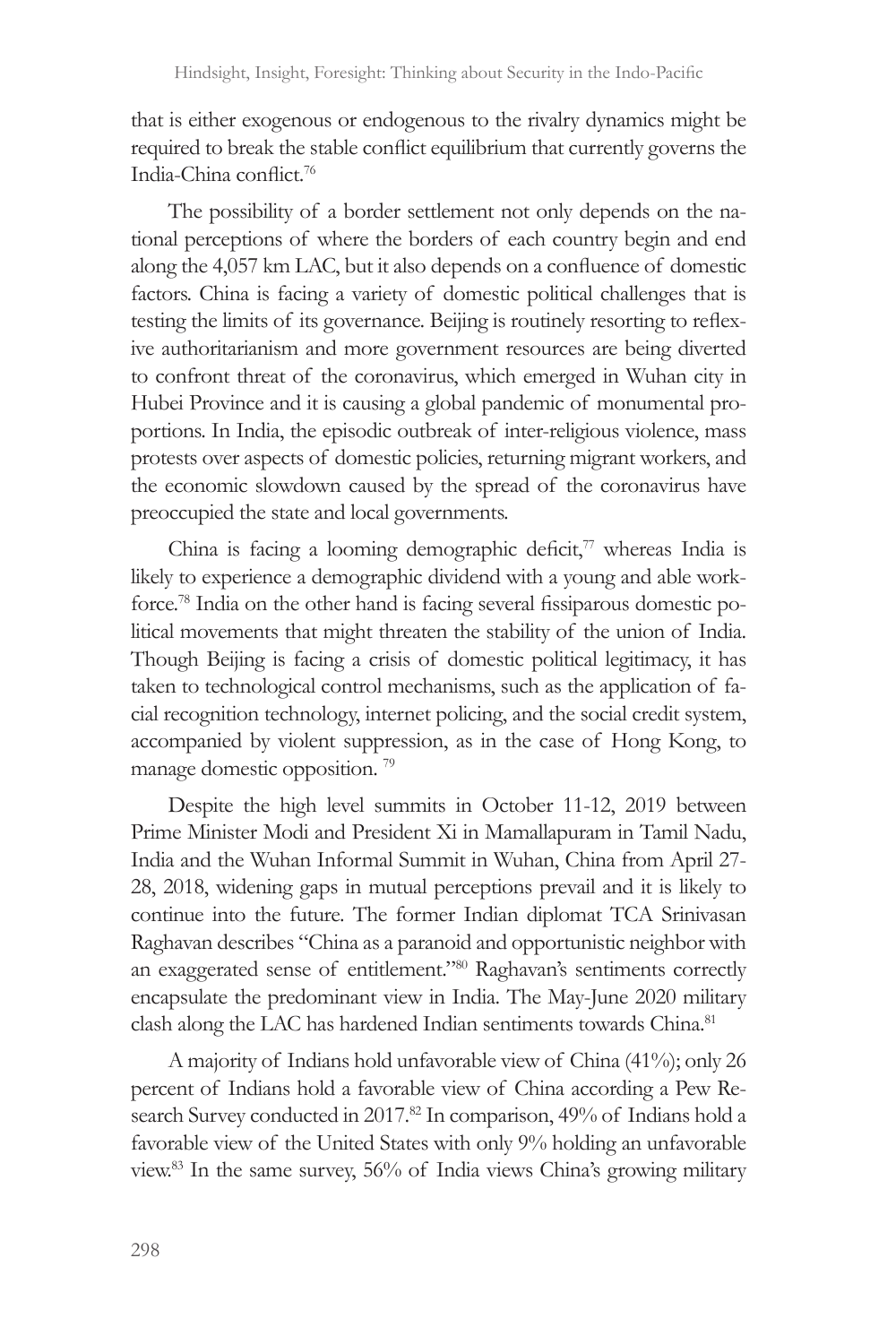that is either exogenous or endogenous to the rivalry dynamics might be required to break the stable conflict equilibrium that currently governs the India-China conflict.[76]

The possibility of a border settlement not only depends on the national perceptions of where the borders of each country begin and end along the 4,057 km LAC, but it also depends on a confluence of domestic factors. China is facing a variety of domestic political challenges that is testing the limits of its governance. Beijing is routinely resorting to reflexive authoritarianism and more government resources are being diverted to confront threat of the coronavirus, which emerged in Wuhan city in Hubei Province and it is causing a global pandemic of monumental proportions. In India, the episodic outbreak of inter-religious violence, mass protests over aspects of domestic policies, returning migrant workers, and the economic slowdown caused by the spread of the coronavirus have preoccupied the state and local governments.

China is facing a looming demographic deficit,[77] whereas India is likely to experience a demographic dividend with a young and able workforce.[78] India on the other hand is facing several fissiparous domestic political movements that might threaten the stability of the union of India. Though Beijing is facing a crisis of domestic political legitimacy, it has taken to technological control mechanisms, such as the application of facial recognition technology, internet policing, and the social credit system, accompanied by violent suppression, as in the case of Hong Kong, to manage domestic opposition. [79]

Despite the high level summits in October 11-12, 2019 between Prime Minister Modi and President Xi in Mamallapuram in Tamil Nadu, India and the Wuhan Informal Summit in Wuhan, China from April 27-28, 2018, widening gaps in mutual perceptions prevail and it is likely to continue into the future. The former Indian diplomat TCA Srinivasan Raghavan describes "China as a paranoid and opportunistic neighbor with an exaggerated sense of entitlement."[80] Raghavan's sentiments correctly encapsulate the predominant view in India. The May-June 2020 military clash along the LAC has hardened Indian sentiments towards China.[81]

A majority of Indians hold unfavorable view of China (41%); only 26 percent of Indians hold a favorable view of China according a Pew Research Survey conducted in 2017.[82] In comparison, 49% of Indians hold a favorable view of the United States with only 9% holding an unfavorable view.[83] In the same survey, 56% of India views China's growing military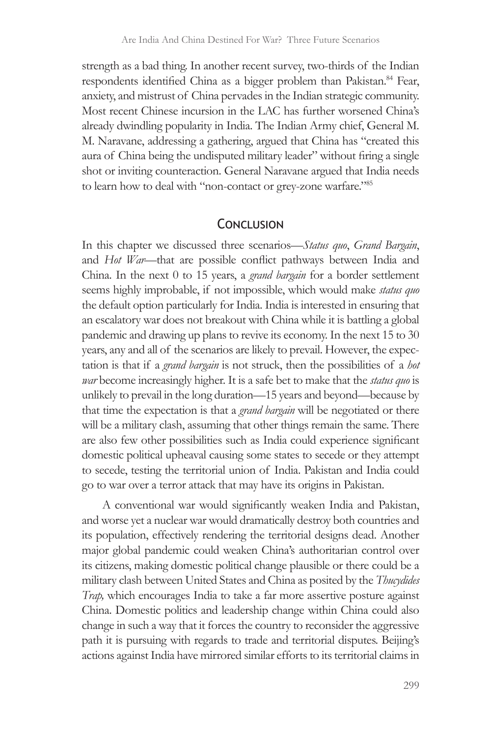strength as a bad thing. In another recent survey, two-thirds of the Indian respondents identified China as a bigger problem than Pakistan.[84] Fear, anxiety, and mistrust of China pervades in the Indian strategic community. Most recent Chinese incursion in the LAC has further worsened China's already dwindling popularity in India. The Indian Army chief, General M. M. Naravane, addressing a gathering, argued that China has "created this aura of China being the undisputed military leader" without firing a single shot or inviting counteraction. General Naravane argued that India needs to learn how to deal with "non-contact or grey-zone warfare."[85]

## Conclusion

In this chapter we discussed three scenarios—*Status quo*, *Grand Bargain*, and *Hot War*—that are possible conflict pathways between India and China. In the next 0 to 15 years, a *grand bargain* for a border settlement seems highly improbable, if not impossible, which would make *status quo* the default option particularly for India. India is interested in ensuring that an escalatory war does not breakout with China while it is battling a global pandemic and drawing up plans to revive its economy. In the next 15 to 30 years, any and all of the scenarios are likely to prevail. However, the expectation is that if a *grand bargain* is not struck, then the possibilities of a *hot war* become increasingly higher. It is a safe bet to make that the *status quo* is unlikely to prevail in the long duration—15 years and beyond—because by that time the expectation is that a *grand bargain* will be negotiated or there will be a military clash, assuming that other things remain the same. There are also few other possibilities such as India could experience significant domestic political upheaval causing some states to secede or they attempt to secede, testing the territorial union of India. Pakistan and India could go to war over a terror attack that may have its origins in Pakistan.

A conventional war would significantly weaken India and Pakistan, and worse yet a nuclear war would dramatically destroy both countries and its population, effectively rendering the territorial designs dead. Another major global pandemic could weaken China's authoritarian control over its citizens, making domestic political change plausible or there could be a military clash between United States and China as posited by the *Thucydides Trap,* which encourages India to take a far more assertive posture against China. Domestic politics and leadership change within China could also change in such a way that it forces the country to reconsider the aggressive path it is pursuing with regards to trade and territorial disputes. Beijing's actions against India have mirrored similar efforts to its territorial claims in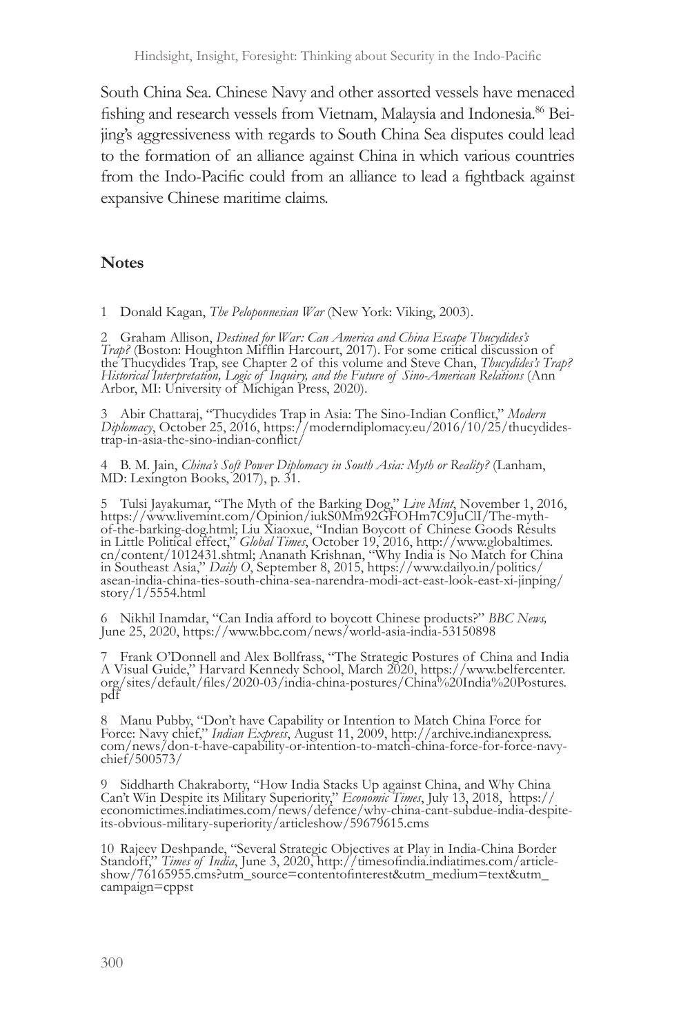South China Sea. Chinese Navy and other assorted vessels have menaced fishing and research vessels from Vietnam, Malaysia and Indonesia.[86] Beijing's aggressiveness with regards to South China Sea disputes could lead to the formation of an alliance against China in which various countries from the Indo-Pacific could from an alliance to lead a fightback against expansive Chinese maritime claims.

## Notes

1 Donald Kagan, *The Peloponnesian War* (New York: Viking, 2003).

2 Graham Allison, *Destined for War: Can America and China Escape Thucydides's Trap?* (Boston: Houghton Mifflin Harcourt, 2017). For some critical discussion of the Thucydides Trap, see Chapter 2 of this volume and Steve Chan, *Thucydides's Trap? Historical Interpretation, Logic of Inquiry, and the Future of Sino-American Relations* (Ann Arbor, MI: University of Michigan Press, 2020).

3 Abir Chattaraj, "Thucydides Trap in Asia: The Sino-Indian Conflict," *Modern Diplomacy*, October 25, 2016, https://moderndiplomacy.eu/2016/10/25/thucydides-trap-in-asia-the-sino-indian-conflict/

4 B. M. Jain, *China's Soft Power Diplomacy in South Asia: Myth or Reality?* (Lanham, MD: Lexington Books, 2017), p. 31.

5 Tulsi Jayakumar, "The Myth of the Barking Dog," *Live Mint*, November 1, 2016, https://www.livemint.com/Opinion/iukS0Mm92GFOHm7C9JuClI/The-myth-of-the-barking-dog.html; Liu Xiaoxue, "Indian Boycott of Chinese Goods Results in Little Political effect," *Global Times*, October 19, 2016, http://www.globaltimes.cn/content/1012431.shtml; Ananath Krishnan, "Why India is No Match for China in Southeast Asia," *Daily O*, September 8, 2015, https://www.dailyo.in/politics/asean-india-china-ties-south-china-sea-narendra-modi-act-east-look-east-xi-jinping/story/1/5554.html

6 Nikhil Inamdar, "Can India afford to boycott Chinese products?" *BBC News,* June 25, 2020, https://www.bbc.com/news/world-asia-india-53150898

7 Frank O'Donnell and Alex Bollfrass, "The Strategic Postures of China and India A Visual Guide," Harvard Kennedy School, March 2020, https://www.belfercenter.org/sites/default/files/2020-03/india-china-postures/China%20India%20Postures.pdf

8 Manu Pubby, "Don't have Capability or Intention to Match China Force for Force: Navy chief," *Indian Express*, August 11, 2009, http://archive.indianexpress.com/news/don-t-have-capability-or-intention-to-match-china-force-for-force-navy-chief/500573/

9 Siddharth Chakraborty, "How India Stacks Up against China, and Why China Can't Win Despite its Military Superiority," *Economic Times*, July 13, 2018, https://economictimes.indiatimes.com/news/defence/why-china-cant-subdue-india-despite-its-obvious-military-superiority/articleshow/59679615.cms

10 Rajeev Deshpande, "Several Strategic Objectives at Play in India-China Border Standoff," *Times of India*, June 3, 2020, http://timesofindia.indiatimes.com/articleshow/76165955.cms?utm_source=contentofinterest&utm_medium=text&utm_campaign=cppst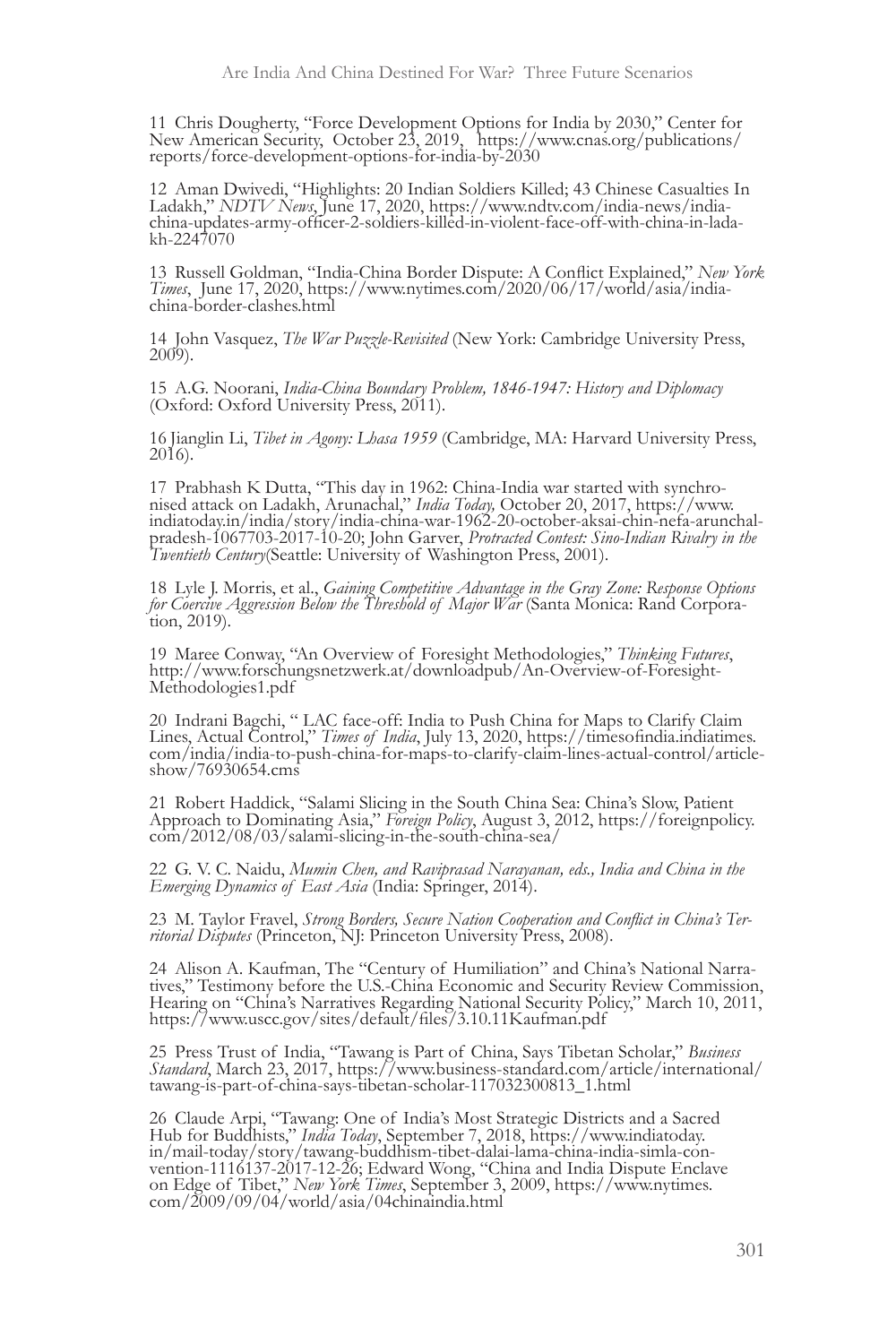11 Chris Dougherty, "Force Development Options for India by 2030," Center for New American Security, October 23, 2019, https://www.cnas.org/publications/reports/force-development-options-for-india-by-2030

12 Aman Dwivedi, "Highlights: 20 Indian Soldiers Killed; 43 Chinese Casualties In Ladakh," *NDTV News*, June 17, 2020, https://www.ndtv.com/india-news/india-china-updates-army-officer-2-soldiers-killed-in-violent-face-off-with-china-in-ladakh-2247070

13 Russell Goldman, "India-China Border Dispute: A Conflict Explained," *New York Times*, June 17, 2020, https://www.nytimes.com/2020/06/17/world/asia/india-china-border-clashes.html

14 John Vasquez, *The War Puzzle-Revisited* (New York: Cambridge University Press, 2009).

15 A.G. Noorani, *India-China Boundary Problem, 1846-1947: History and Diplomacy* (Oxford: Oxford University Press, 2011).

16 Jianglin Li, *Tibet in Agony: Lhasa 1959* (Cambridge, MA: Harvard University Press, 2016).

17 Prabhash K Dutta, "This day in 1962: China-India war started with synchronised attack on Ladakh, Arunachal," *India Today,* October 20, 2017, https://www.indiatoday.in/india/story/india-china-war-1962-20-october-aksai-chin-nefa-arunchal-pradesh-1067703-2017-10-20; John Garver, *Protracted Contest: Sino-Indian Rivalry in the Twentieth Century*(Seattle: University of Washington Press, 2001).

18 Lyle J. Morris, et al., *Gaining Competitive Advantage in the Gray Zone: Response Options for Coercive Aggression Below the Threshold of Major War* (Santa Monica: Rand Corporation, 2019).

19 Maree Conway, "An Overview of Foresight Methodologies," *Thinking Futures*, http://www.forschungsnetzwerk.at/downloadpub/An-Overview-of-Foresight-Methodologies1.pdf

20 Indrani Bagchi, " LAC face-off: India to Push China for Maps to Clarify Claim Lines, Actual Control," *Times of India*, July 13, 2020, https://timesofindia.indiatimes.com/india/india-to-push-china-for-maps-to-clarify-claim-lines-actual-control/articleshow/76930654.cms

21 Robert Haddick, "Salami Slicing in the South China Sea: China's Slow, Patient Approach to Dominating Asia," *Foreign Policy*, August 3, 2012, https://foreignpolicy.com/2012/08/03/salami-slicing-in-the-south-china-sea/

22 G. V. C. Naidu, *Mumin Chen, and Raviprasad Narayanan, eds., India and China in the Emerging Dynamics of East Asia* (India: Springer, 2014).

23 M. Taylor Fravel, *Strong Borders, Secure Nation Cooperation and Conflict in China's Territorial Disputes* (Princeton, NJ: Princeton University Press, 2008).

24 Alison A. Kaufman, The "Century of Humiliation" and China's National Narratives," Testimony before the U.S.-China Economic and Security Review Commission, Hearing on "China's Narratives Regarding National Security Policy," March 10, 2011, https://www.uscc.gov/sites/default/files/3.10.11Kaufman.pdf

25 Press Trust of India, "Tawang is Part of China, Says Tibetan Scholar," *Business Standard*, March 23, 2017, https://www.business-standard.com/article/international/tawang-is-part-of-china-says-tibetan-scholar-117032300813_1.html

26 Claude Arpi, "Tawang: One of India's Most Strategic Districts and a Sacred Hub for Buddhists," *India Today*, September 7, 2018, https://www.indiatoday.in/mail-today/story/tawang-buddhism-tibet-dalai-lama-china-india-simla-convention-1116137-2017-12-26; Edward Wong, "China and India Dispute Enclave on Edge of Tibet," *New York Times*, September 3, 2009, https://www.nytimes.com/2009/09/04/world/asia/04chinaindia.html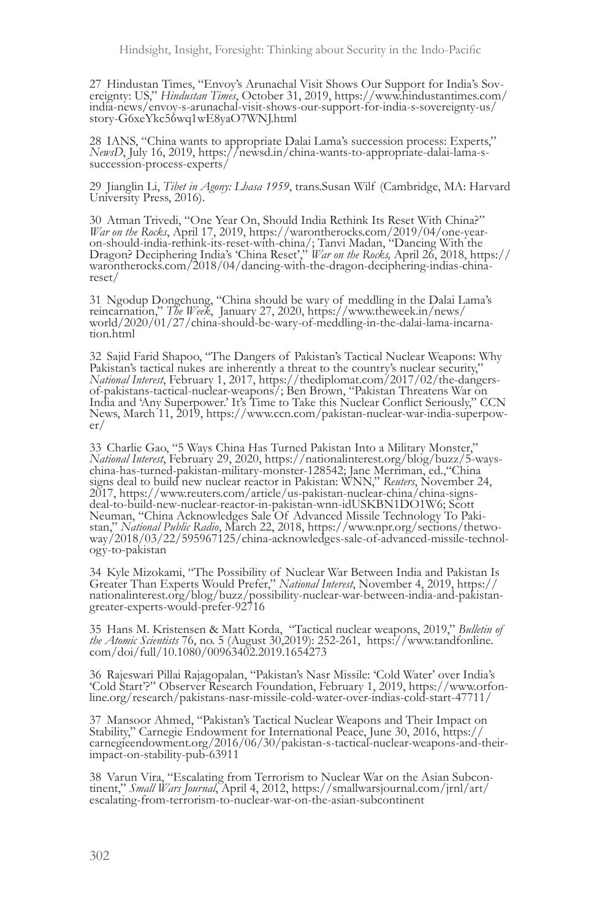27 Hindustan Times, "Envoy's Arunachal Visit Shows Our Support for India's Sovereignty: US," *Hindustan Times*, October 31, 2019, https://www.hindustantimes.com/india-news/envoy-s-arunachal-visit-shows-our-support-for-india-s-sovereignty-us/story-G6xeYkc56wq1wE8yaO7WNJ.html

28 IANS, "China wants to appropriate Dalai Lama's succession process: Experts," *NewsD*, July 16, 2019, https://newsd.in/china-wants-to-appropriate-dalai-lama-s-succession-process-experts/

29 Jianglin Li, *Tibet in Agony: Lhasa 1959*, trans.Susan Wilf (Cambridge, MA: Harvard University Press, 2016).

30 Atman Trivedi, "One Year On, Should India Rethink Its Reset With China?" *War on the Rocks*, April 17, 2019, https://warontherocks.com/2019/04/one-year-on-should-india-rethink-its-reset-with-china/; Tanvi Madan, "Dancing With the Dragon? Deciphering India's 'China Reset'," *War on the Rocks,* April 26, 2018, https://warontherocks.com/2018/04/dancing-with-the-dragon-deciphering-indias-china-reset/

31 Ngodup Dongchung, "China should be wary of meddling in the Dalai Lama's reincarnation," *The Week*, January 27, 2020, https://www.theweek.in/news/world/2020/01/27/china-should-be-wary-of-meddling-in-the-dalai-lama-incarnation.html

32 Sajid Farid Shapoo, "The Dangers of Pakistan's Tactical Nuclear Weapons: Why Pakistan's tactical nukes are inherently a threat to the country's nuclear security," *National Interest*, February 1, 2017, https://thediplomat.com/2017/02/the-dangers-of-pakistans-tactical-nuclear-weapons/; Ben Brown, "Pakistan Threatens War on India and 'Any Superpower.' It's Time to Take this Nuclear Conflict Seriously," CCN News, March 11, 2019, https://www.ccn.com/pakistan-nuclear-war-india-superpower/

33 Charlie Gao, "5 Ways China Has Turned Pakistan Into a Military Monster," *National Interest*, February 29, 2020, https://nationalinterest.org/blog/buzz/5-ways-china-has-turned-pakistan-military-monster-128542; Jane Merriman, ed.,"China signs deal to build new nuclear reactor in Pakistan: WNN," *Reuters*, November 24, 2017, https://www.reuters.com/article/us-pakistan-nuclear-china/china-signs-deal-to-build-new-nuclear-reactor-in-pakistan-wnn-idUSKBN1DO1W6; Scott Neuman, "China Acknowledges Sale Of Advanced Missile Technology To Pakistan," *National Public Radio*, March 22, 2018, https://www.npr.org/sections/thetwo-way/2018/03/22/595967125/china-acknowledges-sale-of-advanced-missile-technology-to-pakistan

34 Kyle Mizokami, "The Possibility of Nuclear War Between India and Pakistan Is Greater Than Experts Would Prefer," *National Interest*, November 4, 2019, https://nationalinterest.org/blog/buzz/possibility-nuclear-war-between-india-and-pakistan-greater-experts-would-prefer-92716

35 Hans M. Kristensen & Matt Korda, "Tactical nuclear weapons, 2019," *Bulletin of the Atomic Scientists* 76, no. 5 (August 30,2019): 252-261, https://www.tandfonline.com/doi/full/10.1080/00963402.2019.1654273

36 Rajeswari Pillai Rajagopalan, "Pakistan's Nasr Missile: 'Cold Water' over India's 'Cold Start'?" Observer Research Foundation, February 1, 2019, https://www.orfonline.org/research/pakistans-nasr-missile-cold-water-over-indias-cold-start-47711/

37 Mansoor Ahmed, "Pakistan's Tactical Nuclear Weapons and Their Impact on Stability," Carnegie Endowment for International Peace, June 30, 2016, https://carnegieendowment.org/2016/06/30/pakistan-s-tactical-nuclear-weapons-and-their-impact-on-stability-pub-63911

38 Varun Vira, "Escalating from Terrorism to Nuclear War on the Asian Subcontinent," *Small Wars Journal*, April 4, 2012, https://smallwarsjournal.com/jrnl/art/escalating-from-terrorism-to-nuclear-war-on-the-asian-subcontinent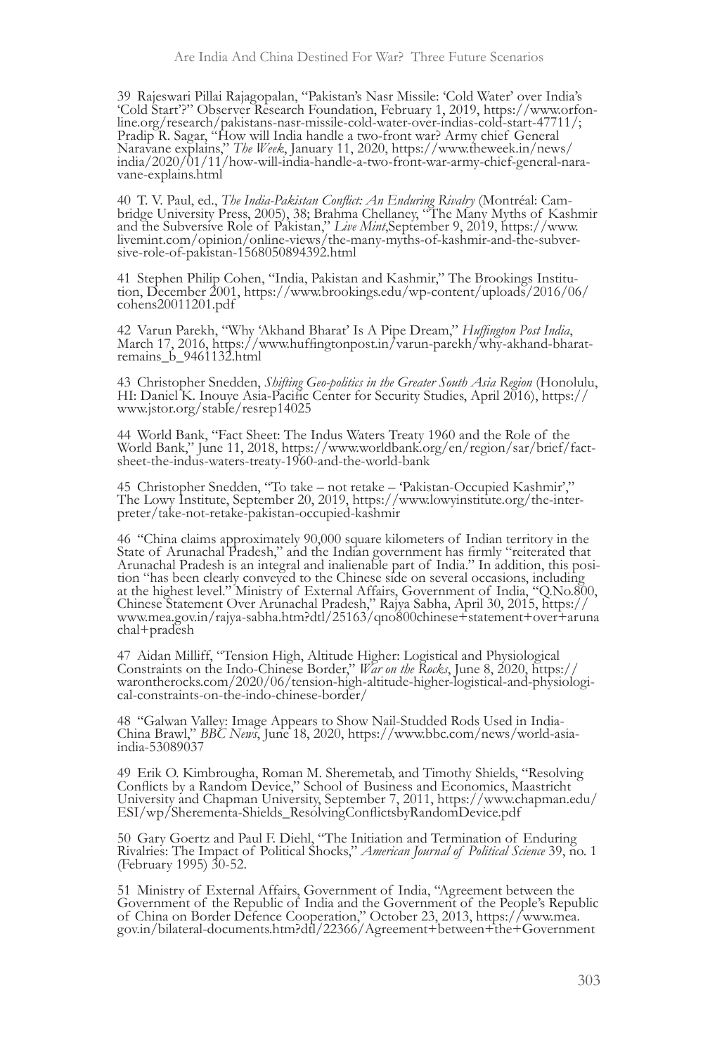39 Rajeswari Pillai Rajagopalan, "Pakistan's Nasr Missile: 'Cold Water' over India's 'Cold Start'?" Observer Research Foundation, February 1, 2019, https://www.orfonline.org/research/pakistans-nasr-missile-cold-water-over-indias-cold-start-47711/; Pradip R. Sagar, "How will India handle a two-front war? Army chief General Naravane explains," *The Week*, January 11, 2020, https://www.theweek.in/news/india/2020/01/11/how-will-india-handle-a-two-front-war-army-chief-general-naravane-explains.html

40 T. V. Paul, ed., *The India-Pakistan Conflict: An Enduring Rivalry* (Montréal: Cambridge University Press, 2005), 38; Brahma Chellaney, "The Many Myths of Kashmir and the Subversive Role of Pakistan," *Live Mint*,September 9, 2019, https://www.livemint.com/opinion/online-views/the-many-myths-of-kashmir-and-the-subversive-role-of-pakistan-1568050894392.html

41 Stephen Philip Cohen, "India, Pakistan and Kashmir," The Brookings Institution, December 2001, https://www.brookings.edu/wp-content/uploads/2016/06/cohens20011201.pdf

42 Varun Parekh, "Why 'Akhand Bharat' Is A Pipe Dream," *Huffington Post India*, March 17, 2016, https://www.huffingtonpost.in/varun-parekh/why-akhand-bharat-remains_b_9461132.html

43 Christopher Snedden, *Shifting Geo-politics in the Greater South Asia Region* (Honolulu, HI: Daniel K. Inouye Asia-Pacific Center for Security Studies, April 2016), https://www.jstor.org/stable/resrep14025

44 World Bank, "Fact Sheet: The Indus Waters Treaty 1960 and the Role of the World Bank," June 11, 2018, https://www.worldbank.org/en/region/sar/brief/fact-sheet-the-indus-waters-treaty-1960-and-the-world-bank

45 Christopher Snedden, "To take – not retake – 'Pakistan-Occupied Kashmir'," The Lowy Institute, September 20, 2019, https://www.lowyinstitute.org/the-interpreter/take-not-retake-pakistan-occupied-kashmir

46 "China claims approximately 90,000 square kilometers of Indian territory in the State of Arunachal Pradesh," and the Indian government has firmly "reiterated that Arunachal Pradesh is an integral and inalienable part of India." In addition, this position "has been clearly conveyed to the Chinese side on several occasions, including at the highest level." Ministry of External Affairs, Government of India, "Q.No.800, Chinese Statement Over Arunachal Pradesh," Rajya Sabha, April 30, 2015, https://www.mea.gov.in/rajya-sabha.htm?dtl/25163/qno800chinese+statement+over+arunachal+pradesh

47 Aidan Milliff, "Tension High, Altitude Higher: Logistical and Physiological Constraints on the Indo-Chinese Border," *War on the Rocks*, June 8, 2020, https://warontherocks.com/2020/06/tension-high-altitude-higher-logistical-and-physiological-constraints-on-the-indo-chinese-border/

48 "Galwan Valley: Image Appears to Show Nail-Studded Rods Used in India-China Brawl," *BBC News*, June 18, 2020, https://www.bbc.com/news/world-asia-india-53089037

49 Erik O. Kimbrougha, Roman M. Sheremetab, and Timothy Shields, "Resolving Conflicts by a Random Device," School of Business and Economics, Maastricht University and Chapman University, September 7, 2011, https://www.chapman.edu/ESI/wp/Sherementa-Shields_ResolvingConflictsbyRandomDevice.pdf

50 Gary Goertz and Paul F. Diehl, "The Initiation and Termination of Enduring Rivalries: The Impact of Political Shocks," *American Journal of Political Science* 39, no. 1 (February 1995) 30-52.

51 Ministry of External Affairs, Government of India, "Agreement between the Government of the Republic of India and the Government of the People's Republic of China on Border Defence Cooperation," October 23, 2013, https://www.mea.gov.in/bilateral-documents.htm?dtl/22366/Agreement+between+the+Government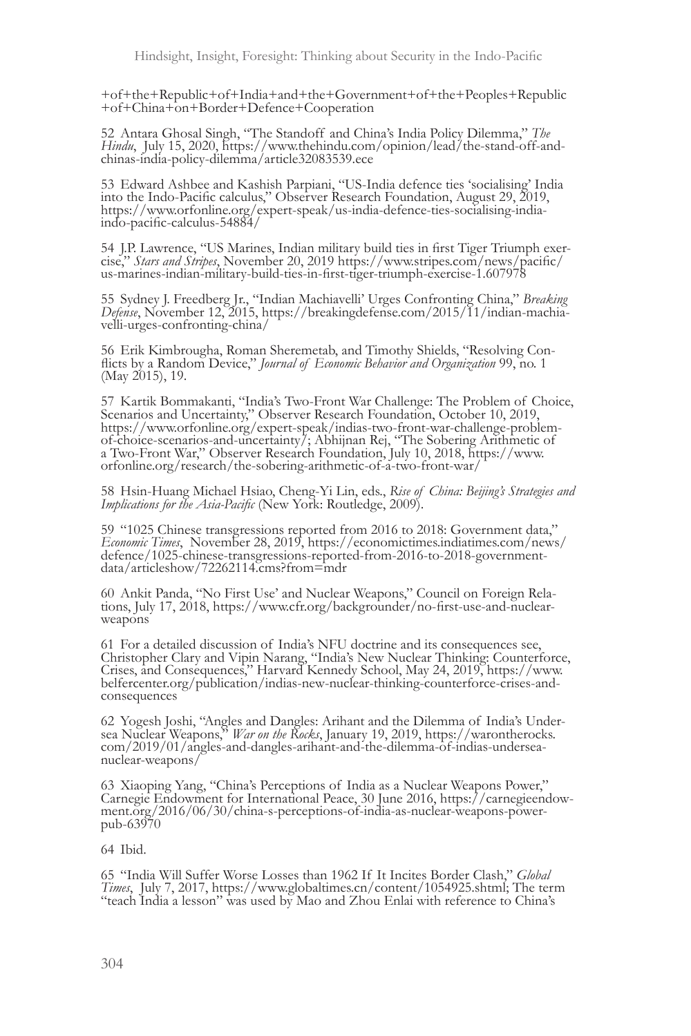+of+the+Republic+of+India+and+the+Government+of+the+Peoples+Republic +of+China+on+Border+Defence+Cooperation

52 Antara Ghosal Singh, "The Standoff and China's India Policy Dilemma," *The Hindu*, July 15, 2020, https://www.thehindu.com/opinion/lead/the-stand-off-and-chinas-india-policy-dilemma/article32083539.ece

53 Edward Ashbee and Kashish Parpiani, "US-India defence ties 'socialising' India into the Indo-Pacific calculus," Observer Research Foundation, August 29, 2019, https://www.orfonline.org/expert-speak/us-india-defence-ties-socialising-india-indo-pacific-calculus-54884/

54 J.P. Lawrence, "US Marines, Indian military build ties in first Tiger Triumph exercise," *Stars and Stripes*, November 20, 2019 https://www.stripes.com/news/pacific/us-marines-indian-military-build-ties-in-first-tiger-triumph-exercise-1.607978

55 Sydney J. Freedberg Jr., "Indian Machiavelli' Urges Confronting China," *Breaking Defense*, November 12, 2015, https://breakingdefense.com/2015/11/indian-machiavelli-urges-confronting-china/

56 Erik Kimbrougha, Roman Sheremetab, and Timothy Shields, "Resolving Conflicts by a Random Device," *Journal of Economic Behavior and Organization* 99, no. 1 (May 2015), 19.

57 Kartik Bommakanti, "India's Two-Front War Challenge: The Problem of Choice, Scenarios and Uncertainty," Observer Research Foundation, October 10, 2019, https://www.orfonline.org/expert-speak/indias-two-front-war-challenge-problem-of-choice-scenarios-and-uncertainty/; Abhijnan Rej, "The Sobering Arithmetic of a Two-Front War," Observer Research Foundation, July 10, 2018, https://www.orfonline.org/research/the-sobering-arithmetic-of-a-two-front-war/

58 Hsin-Huang Michael Hsiao, Cheng-Yi Lin, eds., *Rise of China: Beijing's Strategies and Implications for the Asia-Pacific* (New York: Routledge, 2009).

59 "1025 Chinese transgressions reported from 2016 to 2018: Government data," *Economic Times*, November 28, 2019, https://economictimes.indiatimes.com/news/defence/1025-chinese-transgressions-reported-from-2016-to-2018-government-data/articleshow/72262114.cms?from=mdr

60 Ankit Panda, "No First Use' and Nuclear Weapons," Council on Foreign Relations, July 17, 2018, https://www.cfr.org/backgrounder/no-first-use-and-nuclear-weapons

61 For a detailed discussion of India's NFU doctrine and its consequences see, Christopher Clary and Vipin Narang, "India's New Nuclear Thinking: Counterforce, Crises, and Consequences," Harvard Kennedy School, May 24, 2019, https://www.belfercenter.org/publication/indias-new-nuclear-thinking-counterforce-crises-and-consequences

62 Yogesh Joshi, "Angles and Dangles: Arihant and the Dilemma of India's Undersea Nuclear Weapons," *War on the Rocks*, January 19, 2019, https://warontherocks.com/2019/01/angles-and-dangles-arihant-and-the-dilemma-of-indias-undersea-nuclear-weapons/

63 Xiaoping Yang, "China's Perceptions of India as a Nuclear Weapons Power," Carnegie Endowment for International Peace, 30 June 2016, https://carnegieendowment.org/2016/06/30/china-s-perceptions-of-india-as-nuclear-weapons-power-pub-63970

64 Ibid.

65 "India Will Suffer Worse Losses than 1962 If It Incites Border Clash," *Global Times*, July 7, 2017, https://www.globaltimes.cn/content/1054925.shtml; The term "teach India a lesson" was used by Mao and Zhou Enlai with reference to China's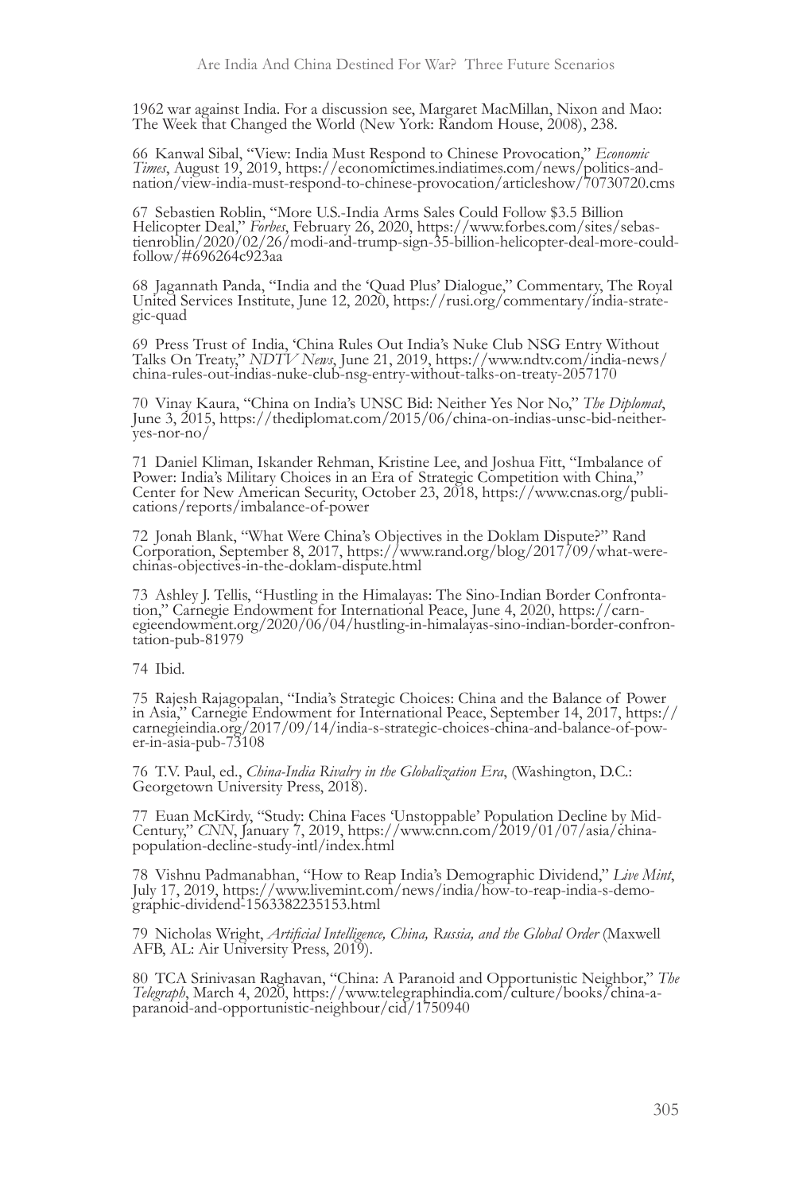1962 war against India. For a discussion see, Margaret MacMillan, Nixon and Mao: The Week that Changed the World (New York: Random House, 2008), 238.

66 Kanwal Sibal, "View: India Must Respond to Chinese Provocation," *Economic Times*, August 19, 2019, https://economictimes.indiatimes.com/news/politics-and-nation/view-india-must-respond-to-chinese-provocation/articleshow/70730720.cms

67 Sebastien Roblin, "More U.S.-India Arms Sales Could Follow $3.5 Billion Helicopter Deal," *Forbes*, February 26, 2020, https://www.forbes.com/sites/sebastienroblin/2020/02/26/modi-and-trump-sign-35-billion-helicopter-deal-more-could-follow/#696264c923aa

68 Jagannath Panda, "India and the 'Quad Plus' Dialogue," Commentary, The Royal United Services Institute, June 12, 2020, https://rusi.org/commentary/india-strategic-quad

69 Press Trust of India, 'China Rules Out India's Nuke Club NSG Entry Without Talks On Treaty," *NDTV News*, June 21, 2019, https://www.ndtv.com/india-news/china-rules-out-indias-nuke-club-nsg-entry-without-talks-on-treaty-2057170

70 Vinay Kaura, "China on India's UNSC Bid: Neither Yes Nor No," *The Diplomat*, June 3, 2015, https://thediplomat.com/2015/06/china-on-indias-unsc-bid-neither-yes-nor-no/

71 Daniel Kliman, Iskander Rehman, Kristine Lee, and Joshua Fitt, "Imbalance of Power: India's Military Choices in an Era of Strategic Competition with China," Center for New American Security, October 23, 2018, https://www.cnas.org/publications/reports/imbalance-of-power

72 Jonah Blank, "What Were China's Objectives in the Doklam Dispute?" Rand Corporation, September 8, 2017, https://www.rand.org/blog/2017/09/what-were-chinas-objectives-in-the-doklam-dispute.html

73 Ashley J. Tellis, "Hustling in the Himalayas: The Sino-Indian Border Confrontation," Carnegie Endowment for International Peace, June 4, 2020, https://carnegieendowment.org/2020/06/04/hustling-in-himalayas-sino-indian-border-confrontation-pub-81979

74 Ibid.

75 Rajesh Rajagopalan, "India's Strategic Choices: China and the Balance of Power in Asia," Carnegie Endowment for International Peace, September 14, 2017, https://carnegieindia.org/2017/09/14/india-s-strategic-choices-china-and-balance-of-power-in-asia-pub-73108

76 T.V. Paul, ed., *China-India Rivalry in the Globalization Era*, (Washington, D.C.: Georgetown University Press, 2018).

77 Euan McKirdy, "Study: China Faces 'Unstoppable' Population Decline by Mid-Century," *CNN*, January 7, 2019, https://www.cnn.com/2019/01/07/asia/china-population-decline-study-intl/index.html

78 Vishnu Padmanabhan, "How to Reap India's Demographic Dividend," *Live Mint*, July 17, 2019, https://www.livemint.com/news/india/how-to-reap-india-s-demographic-dividend-1563382235153.html

79 Nicholas Wright, *Artificial Intelligence, China, Russia, and the Global Order* (Maxwell AFB, AL: Air University Press, 2019).

80 TCA Srinivasan Raghavan, "China: A Paranoid and Opportunistic Neighbor," *The Telegraph*, March 4, 2020, https://www.telegraphindia.com/culture/books/china-a-paranoid-and-opportunistic-neighbour/cid/1750940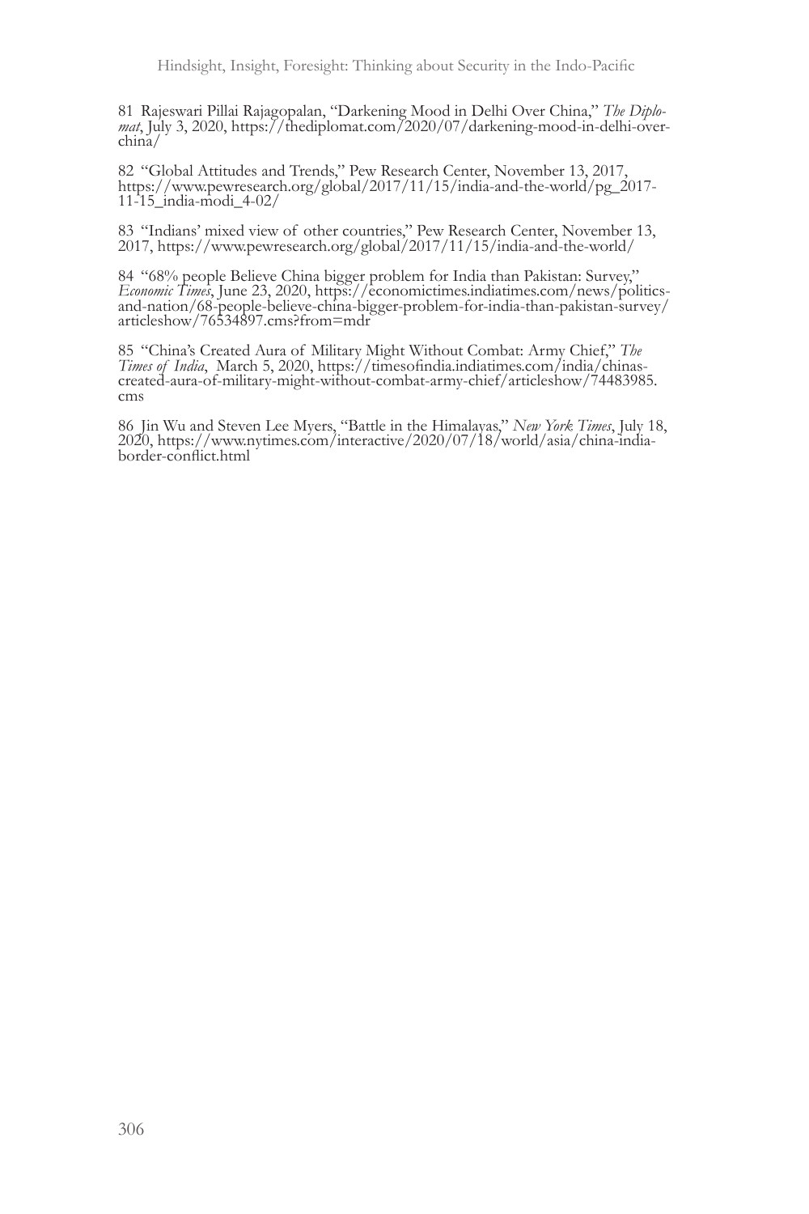81 Rajeswari Pillai Rajagopalan, "Darkening Mood in Delhi Over China," *The Diplomat*, July 3, 2020, https://thediplomat.com/2020/07/darkening-mood-in-delhi-over-china/

82 "Global Attitudes and Trends," Pew Research Center, November 13, 2017, https://www.pewresearch.org/global/2017/11/15/india-and-the-world/pg_2017-11-15_india-modi_4-02/

83 "Indians' mixed view of other countries," Pew Research Center, November 13, 2017, https://www.pewresearch.org/global/2017/11/15/india-and-the-world/

84 "68% people Believe China bigger problem for India than Pakistan: Survey," *Economic Times*, June 23, 2020, https://economictimes.indiatimes.com/news/politics-and-nation/68-people-believe-china-bigger-problem-for-india-than-pakistan-survey/articleshow/76534897.cms?from=mdr

85 "China's Created Aura of Military Might Without Combat: Army Chief," *The Times of India*, March 5, 2020, https://timesofindia.indiatimes.com/india/chinas-created-aura-of-military-might-without-combat-army-chief/articleshow/74483985.cms

86 Jin Wu and Steven Lee Myers, "Battle in the Himalayas," *New York Times*, July 18, 2020, https://www.nytimes.com/interactive/2020/07/18/world/asia/china-india-border-conflict.html